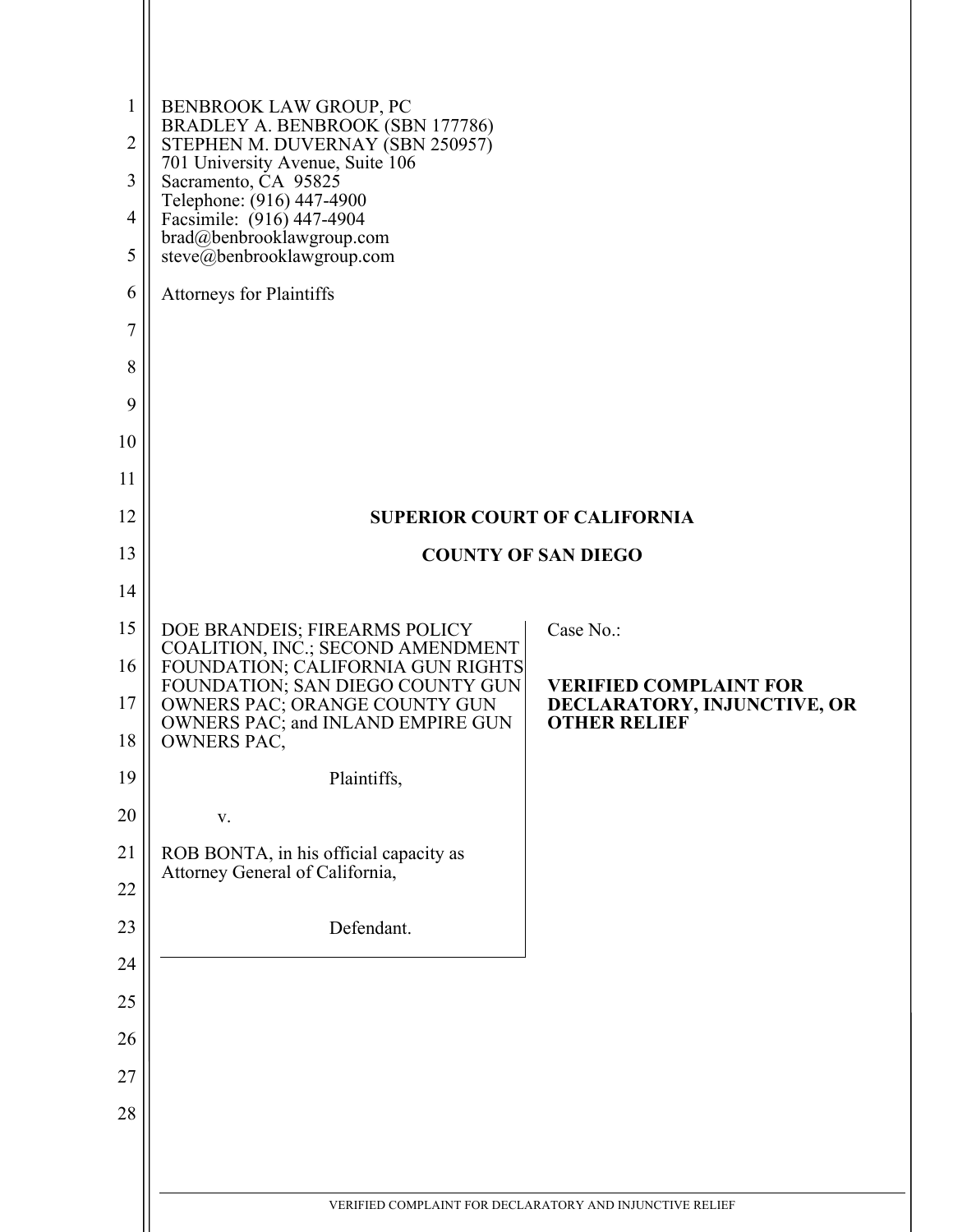BENBROOK LAW GROUP, PC
BRADLEY A. BENBROOK (SBN 177786)
STEPHEN M. DUVERNAY (SBN 250957)
701 University Avenue, Suite 106
Sacramento, CA 95825
Telephone: (916) 447-4900
Facsimile: (916) 447-4904
brad@benbrooklawgroup.com
steve@benbrooklawgroup.com

Attorneys for Plaintiffs

**SUPERIOR COURT OF CALIFORNIA**

**COUNTY OF SAN DIEGO**

DOE BRANDEIS; FIREARMS POLICY COALITION, INC.; SECOND AMENDMENT FOUNDATION; CALIFORNIA GUN RIGHTS FOUNDATION; SAN DIEGO COUNTY GUN OWNERS PAC; ORANGE COUNTY GUN OWNERS PAC; and INLAND EMPIRE GUN OWNERS PAC,

Plaintiffs,

v.

ROB BONTA, in his official capacity as Attorney General of California,

Defendant.

Case No.:

**VERIFIED COMPLAINT FOR DECLARATORY, INJUNCTIVE, OR OTHER RELIEF**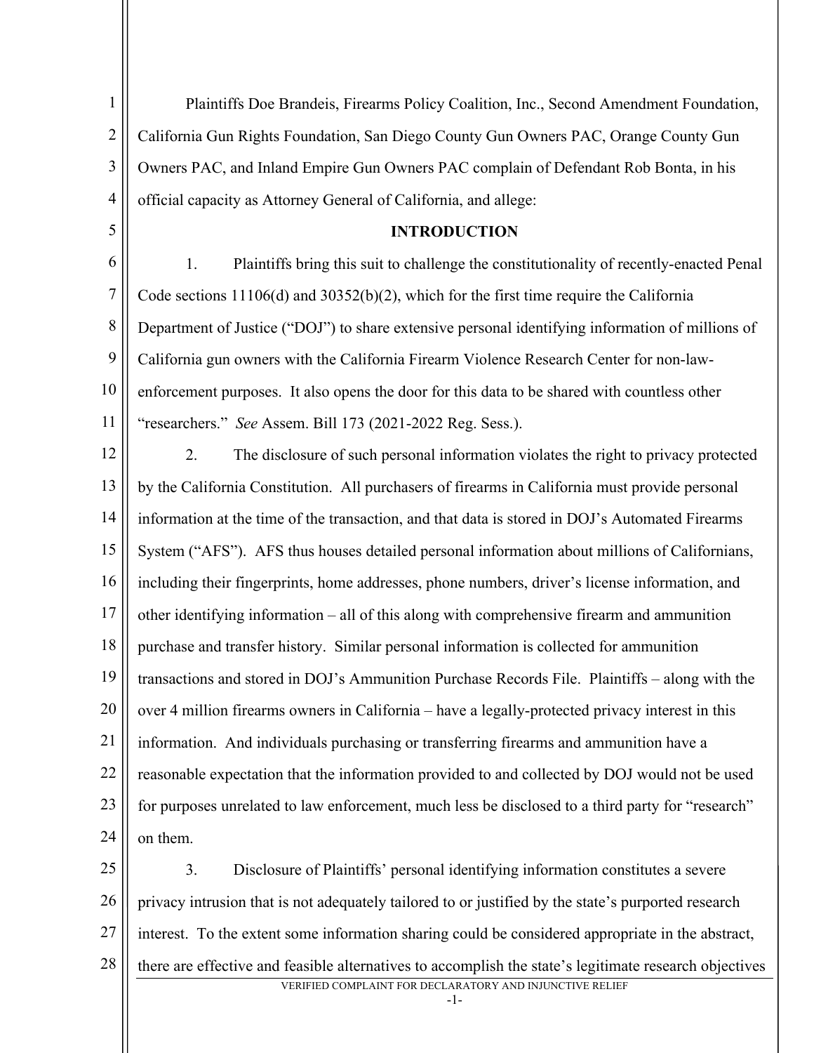Plaintiffs Doe Brandeis, Firearms Policy Coalition, Inc., Second Amendment Foundation, California Gun Rights Foundation, San Diego County Gun Owners PAC, Orange County Gun Owners PAC, and Inland Empire Gun Owners PAC complain of Defendant Rob Bonta, in his official capacity as Attorney General of California, and allege:

## INTRODUCTION

1. Plaintiffs bring this suit to challenge the constitutionality of recently-enacted Penal Code sections 11106(d) and 30352(b)(2), which for the first time require the California Department of Justice ("DOJ") to share extensive personal identifying information of millions of California gun owners with the California Firearm Violence Research Center for non-law-enforcement purposes. It also opens the door for this data to be shared with countless other "researchers." *See* Assem. Bill 173 (2021-2022 Reg. Sess.).

2. The disclosure of such personal information violates the right to privacy protected by the California Constitution. All purchasers of firearms in California must provide personal information at the time of the transaction, and that data is stored in DOJ's Automated Firearms System ("AFS"). AFS thus houses detailed personal information about millions of Californians, including their fingerprints, home addresses, phone numbers, driver's license information, and other identifying information – all of this along with comprehensive firearm and ammunition purchase and transfer history. Similar personal information is collected for ammunition transactions and stored in DOJ's Ammunition Purchase Records File. Plaintiffs – along with the over 4 million firearms owners in California – have a legally-protected privacy interest in this information. And individuals purchasing or transferring firearms and ammunition have a reasonable expectation that the information provided to and collected by DOJ would not be used for purposes unrelated to law enforcement, much less be disclosed to a third party for "research" on them.

3. Disclosure of Plaintiffs' personal identifying information constitutes a severe privacy intrusion that is not adequately tailored to or justified by the state's purported research interest. To the extent some information sharing could be considered appropriate in the abstract, there are effective and feasible alternatives to accomplish the state's legitimate research objectives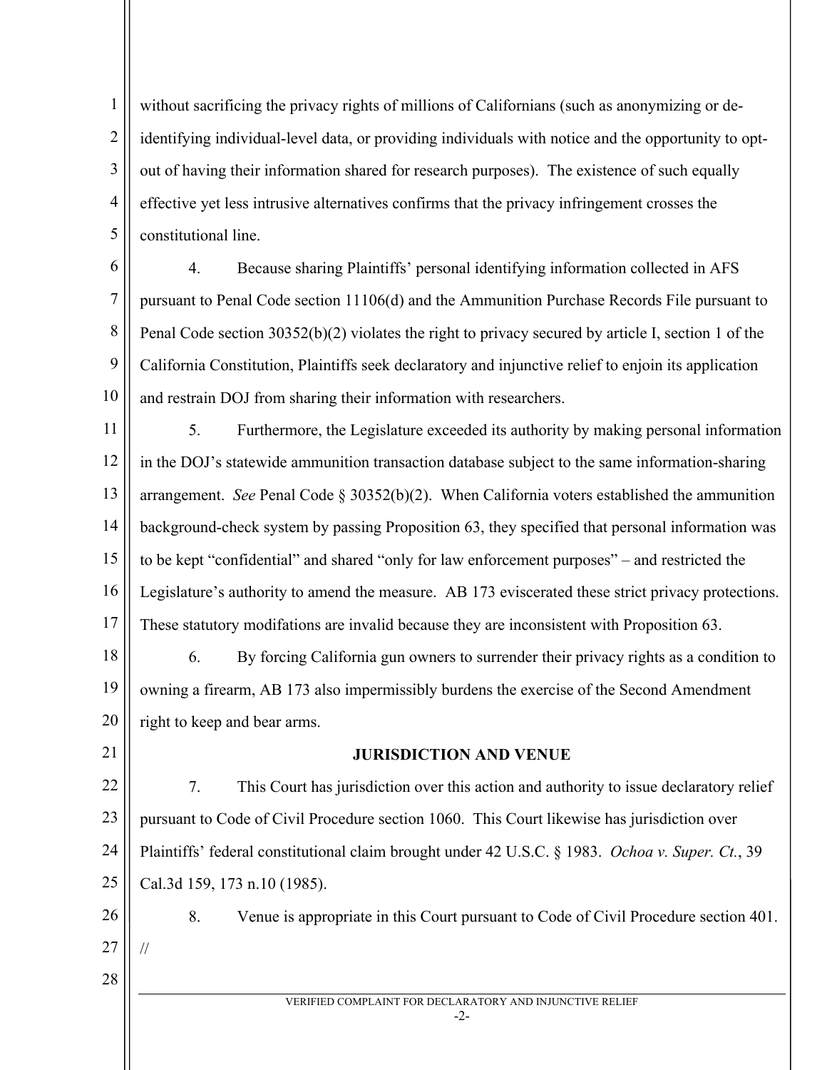without sacrificing the privacy rights of millions of Californians (such as anonymizing or de-identifying individual-level data, or providing individuals with notice and the opportunity to opt-out of having their information shared for research purposes). The existence of such equally effective yet less intrusive alternatives confirms that the privacy infringement crosses the constitutional line.

4. Because sharing Plaintiffs' personal identifying information collected in AFS pursuant to Penal Code section 11106(d) and the Ammunition Purchase Records File pursuant to Penal Code section 30352(b)(2) violates the right to privacy secured by article I, section 1 of the California Constitution, Plaintiffs seek declaratory and injunctive relief to enjoin its application and restrain DOJ from sharing their information with researchers.

5. Furthermore, the Legislature exceeded its authority by making personal information in the DOJ's statewide ammunition transaction database subject to the same information-sharing arrangement. *See* Penal Code § 30352(b)(2). When California voters established the ammunition background-check system by passing Proposition 63, they specified that personal information was to be kept "confidential" and shared "only for law enforcement purposes" – and restricted the Legislature's authority to amend the measure. AB 173 eviscerated these strict privacy protections. These statutory modifations are invalid because they are inconsistent with Proposition 63.

6. By forcing California gun owners to surrender their privacy rights as a condition to owning a firearm, AB 173 also impermissibly burdens the exercise of the Second Amendment right to keep and bear arms.

## JURISDICTION AND VENUE

7. This Court has jurisdiction over this action and authority to issue declaratory relief pursuant to Code of Civil Procedure section 1060. This Court likewise has jurisdiction over Plaintiffs' federal constitutional claim brought under 42 U.S.C. § 1983. *Ochoa v. Super. Ct.*, 39 Cal.3d 159, 173 n.10 (1985).

8. Venue is appropriate in this Court pursuant to Code of Civil Procedure section 401.

//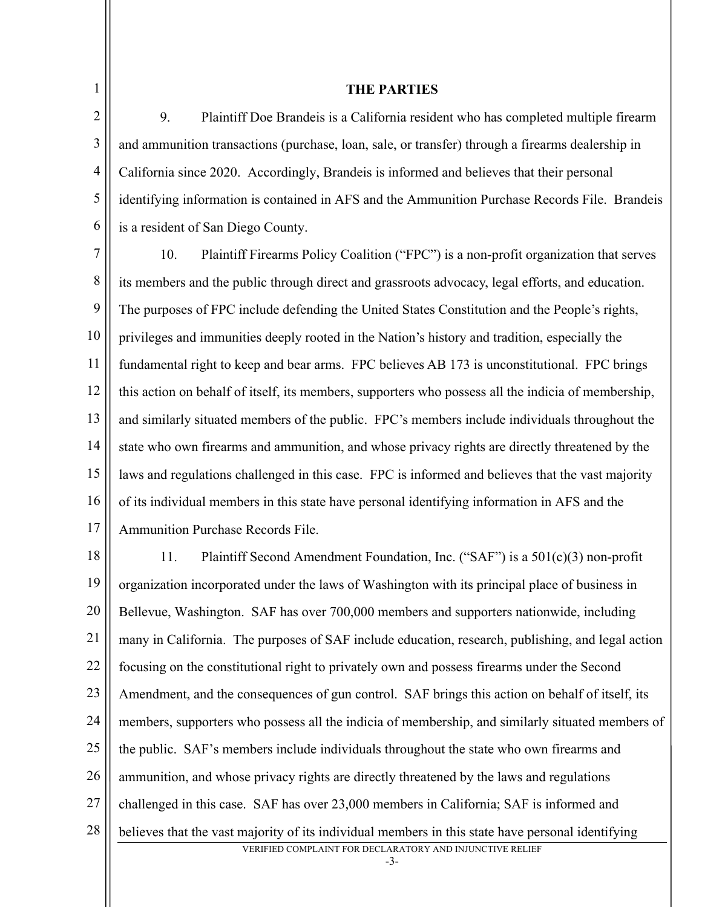## THE PARTIES

9. Plaintiff Doe Brandeis is a California resident who has completed multiple firearm and ammunition transactions (purchase, loan, sale, or transfer) through a firearms dealership in California since 2020. Accordingly, Brandeis is informed and believes that their personal identifying information is contained in AFS and the Ammunition Purchase Records File. Brandeis is a resident of San Diego County.

10. Plaintiff Firearms Policy Coalition ("FPC") is a non-profit organization that serves its members and the public through direct and grassroots advocacy, legal efforts, and education. The purposes of FPC include defending the United States Constitution and the People's rights, privileges and immunities deeply rooted in the Nation's history and tradition, especially the fundamental right to keep and bear arms. FPC believes AB 173 is unconstitutional. FPC brings this action on behalf of itself, its members, supporters who possess all the indicia of membership, and similarly situated members of the public. FPC's members include individuals throughout the state who own firearms and ammunition, and whose privacy rights are directly threatened by the laws and regulations challenged in this case. FPC is informed and believes that the vast majority of its individual members in this state have personal identifying information in AFS and the Ammunition Purchase Records File.

11. Plaintiff Second Amendment Foundation, Inc. ("SAF") is a 501(c)(3) non-profit organization incorporated under the laws of Washington with its principal place of business in Bellevue, Washington. SAF has over 700,000 members and supporters nationwide, including many in California. The purposes of SAF include education, research, publishing, and legal action focusing on the constitutional right to privately own and possess firearms under the Second Amendment, and the consequences of gun control. SAF brings this action on behalf of itself, its members, supporters who possess all the indicia of membership, and similarly situated members of the public. SAF's members include individuals throughout the state who own firearms and ammunition, and whose privacy rights are directly threatened by the laws and regulations challenged in this case. SAF has over 23,000 members in California; SAF is informed and believes that the vast majority of its individual members in this state have personal identifying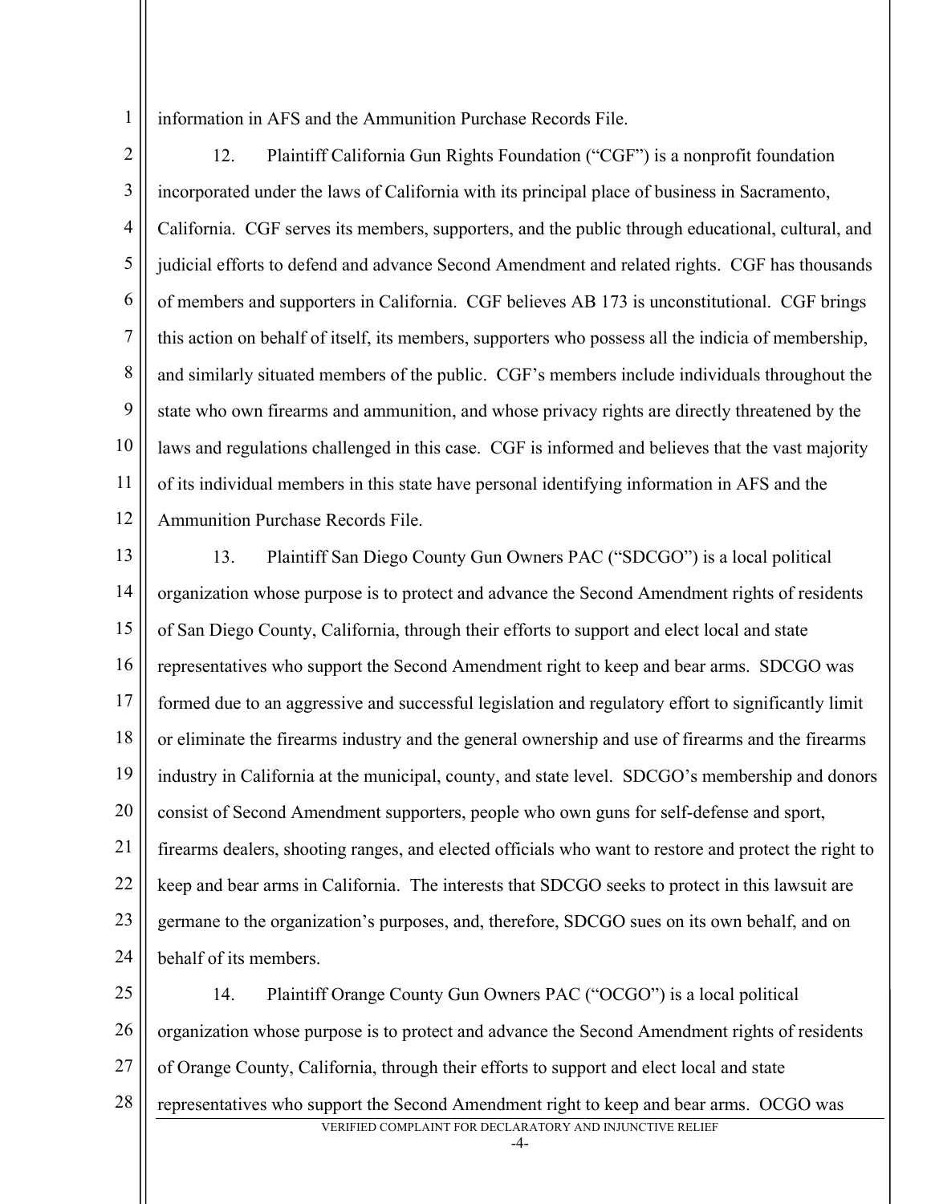information in AFS and the Ammunition Purchase Records File.

12. Plaintiff California Gun Rights Foundation ("CGF") is a nonprofit foundation incorporated under the laws of California with its principal place of business in Sacramento, California. CGF serves its members, supporters, and the public through educational, cultural, and judicial efforts to defend and advance Second Amendment and related rights. CGF has thousands of members and supporters in California. CGF believes AB 173 is unconstitutional. CGF brings this action on behalf of itself, its members, supporters who possess all the indicia of membership, and similarly situated members of the public. CGF's members include individuals throughout the state who own firearms and ammunition, and whose privacy rights are directly threatened by the laws and regulations challenged in this case. CGF is informed and believes that the vast majority of its individual members in this state have personal identifying information in AFS and the Ammunition Purchase Records File.

13. Plaintiff San Diego County Gun Owners PAC ("SDCGO") is a local political organization whose purpose is to protect and advance the Second Amendment rights of residents of San Diego County, California, through their efforts to support and elect local and state representatives who support the Second Amendment right to keep and bear arms. SDCGO was formed due to an aggressive and successful legislation and regulatory effort to significantly limit or eliminate the firearms industry and the general ownership and use of firearms and the firearms industry in California at the municipal, county, and state level. SDCGO's membership and donors consist of Second Amendment supporters, people who own guns for self-defense and sport, firearms dealers, shooting ranges, and elected officials who want to restore and protect the right to keep and bear arms in California. The interests that SDCGO seeks to protect in this lawsuit are germane to the organization's purposes, and, therefore, SDCGO sues on its own behalf, and on behalf of its members.

14. Plaintiff Orange County Gun Owners PAC ("OCGO") is a local political organization whose purpose is to protect and advance the Second Amendment rights of residents of Orange County, California, through their efforts to support and elect local and state representatives who support the Second Amendment right to keep and bear arms. OCGO was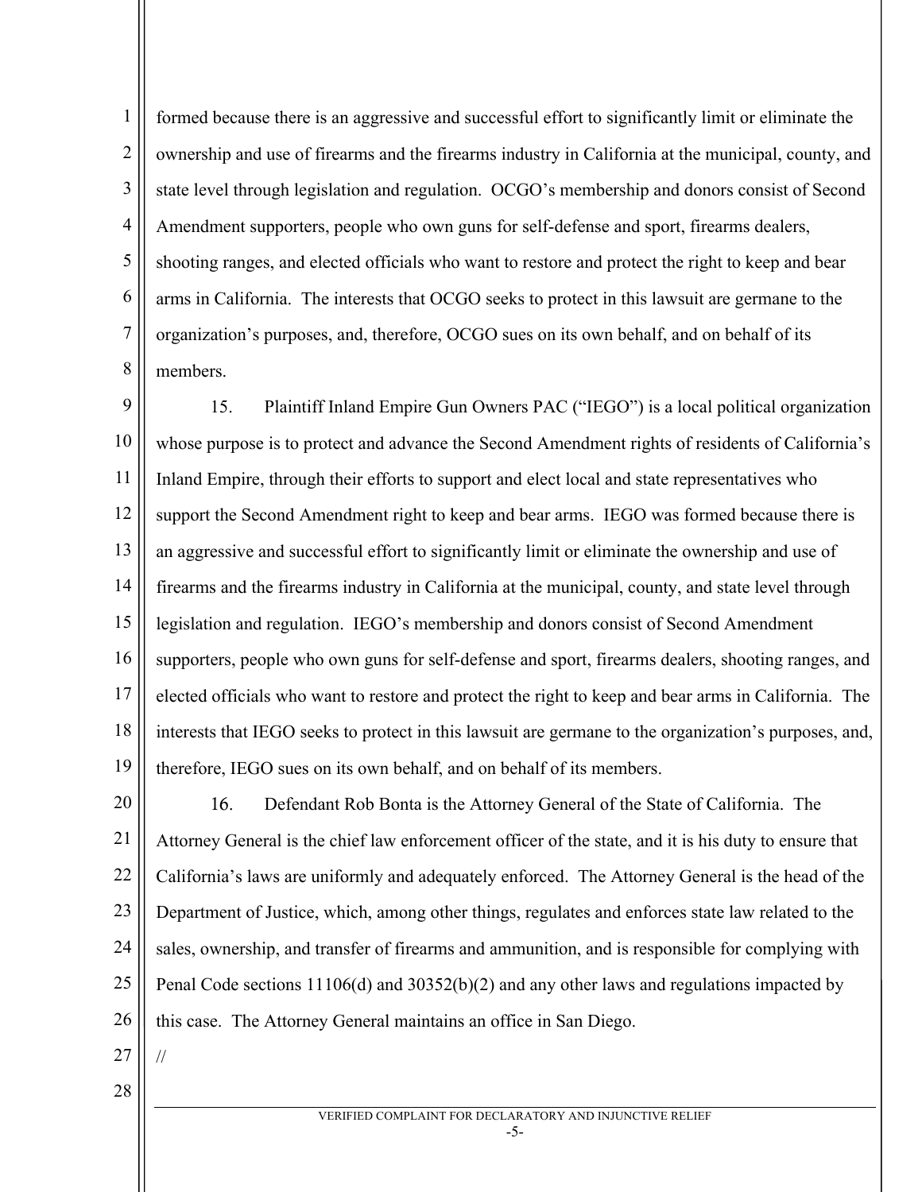formed because there is an aggressive and successful effort to significantly limit or eliminate the ownership and use of firearms and the firearms industry in California at the municipal, county, and state level through legislation and regulation. OCGO's membership and donors consist of Second Amendment supporters, people who own guns for self-defense and sport, firearms dealers, shooting ranges, and elected officials who want to restore and protect the right to keep and bear arms in California. The interests that OCGO seeks to protect in this lawsuit are germane to the organization's purposes, and, therefore, OCGO sues on its own behalf, and on behalf of its members.

15. Plaintiff Inland Empire Gun Owners PAC ("IEGO") is a local political organization whose purpose is to protect and advance the Second Amendment rights of residents of California's Inland Empire, through their efforts to support and elect local and state representatives who support the Second Amendment right to keep and bear arms. IEGO was formed because there is an aggressive and successful effort to significantly limit or eliminate the ownership and use of firearms and the firearms industry in California at the municipal, county, and state level through legislation and regulation. IEGO's membership and donors consist of Second Amendment supporters, people who own guns for self-defense and sport, firearms dealers, shooting ranges, and elected officials who want to restore and protect the right to keep and bear arms in California. The interests that IEGO seeks to protect in this lawsuit are germane to the organization's purposes, and, therefore, IEGO sues on its own behalf, and on behalf of its members.

16. Defendant Rob Bonta is the Attorney General of the State of California. The Attorney General is the chief law enforcement officer of the state, and it is his duty to ensure that California's laws are uniformly and adequately enforced. The Attorney General is the head of the Department of Justice, which, among other things, regulates and enforces state law related to the sales, ownership, and transfer of firearms and ammunition, and is responsible for complying with Penal Code sections 11106(d) and 30352(b)(2) and any other laws and regulations impacted by this case. The Attorney General maintains an office in San Diego.

//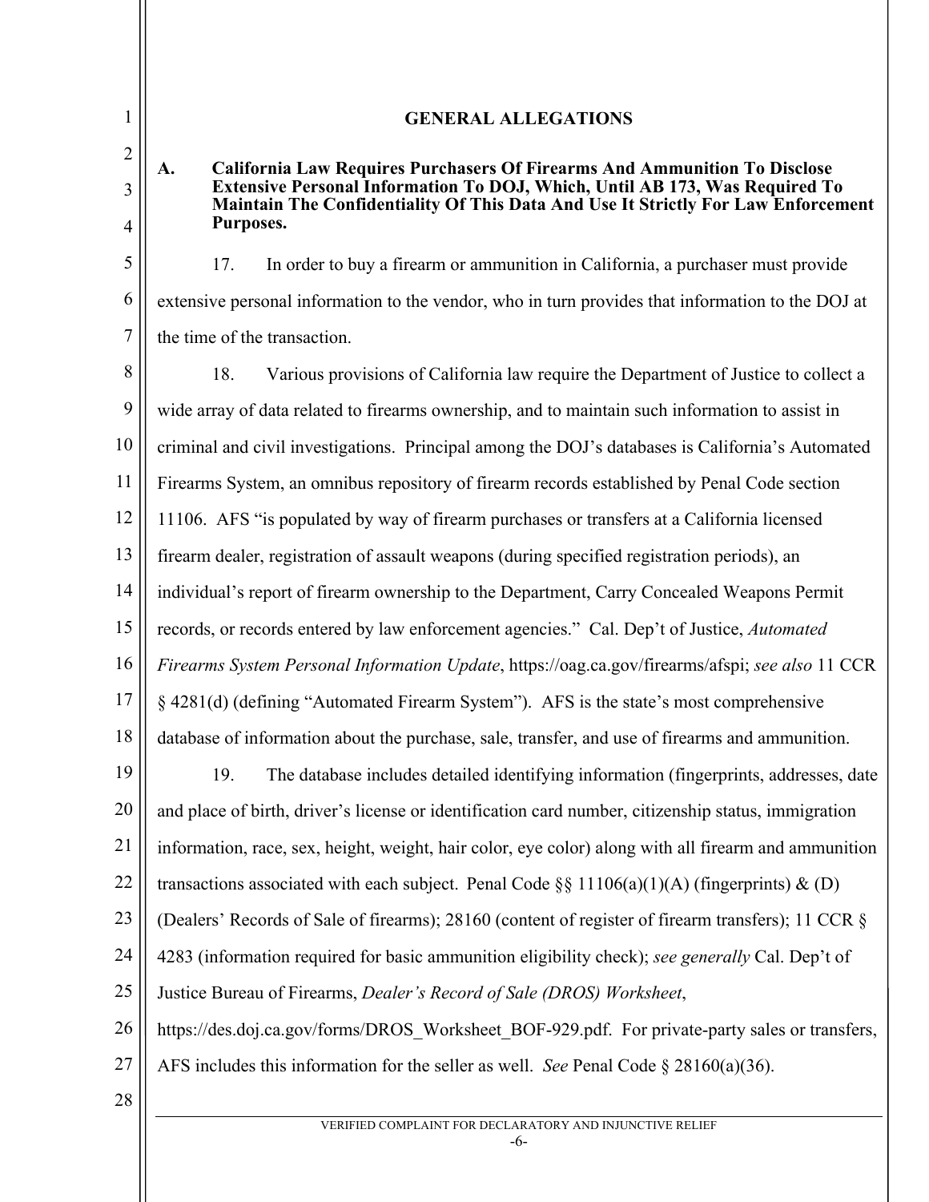## GENERAL ALLEGATIONS

### A. California Law Requires Purchasers Of Firearms And Ammunition To Disclose Extensive Personal Information To DOJ, Which, Until AB 173, Was Required To Maintain The Confidentiality Of This Data And Use It Strictly For Law Enforcement Purposes.

17. In order to buy a firearm or ammunition in California, a purchaser must provide extensive personal information to the vendor, who in turn provides that information to the DOJ at the time of the transaction.

18. Various provisions of California law require the Department of Justice to collect a wide array of data related to firearms ownership, and to maintain such information to assist in criminal and civil investigations. Principal among the DOJ's databases is California's Automated Firearms System, an omnibus repository of firearm records established by Penal Code section 11106. AFS "is populated by way of firearm purchases or transfers at a California licensed firearm dealer, registration of assault weapons (during specified registration periods), an individual's report of firearm ownership to the Department, Carry Concealed Weapons Permit records, or records entered by law enforcement agencies." Cal. Dep't of Justice, *Automated Firearms System Personal Information Update*, https://oag.ca.gov/firearms/afspi; *see also* 11 CCR § 4281(d) (defining "Automated Firearm System"). AFS is the state's most comprehensive database of information about the purchase, sale, transfer, and use of firearms and ammunition.

19. The database includes detailed identifying information (fingerprints, addresses, date and place of birth, driver's license or identification card number, citizenship status, immigration information, race, sex, height, weight, hair color, eye color) along with all firearm and ammunition transactions associated with each subject. Penal Code §§ 11106(a)(1)(A) (fingerprints) & (D) (Dealers' Records of Sale of firearms); 28160 (content of register of firearm transfers); 11 CCR § 4283 (information required for basic ammunition eligibility check); *see generally* Cal. Dep't of Justice Bureau of Firearms, *Dealer's Record of Sale (DROS) Worksheet*, https://des.doj.ca.gov/forms/DROS_Worksheet_BOF-929.pdf. For private-party sales or transfers, AFS includes this information for the seller as well. *See* Penal Code § 28160(a)(36).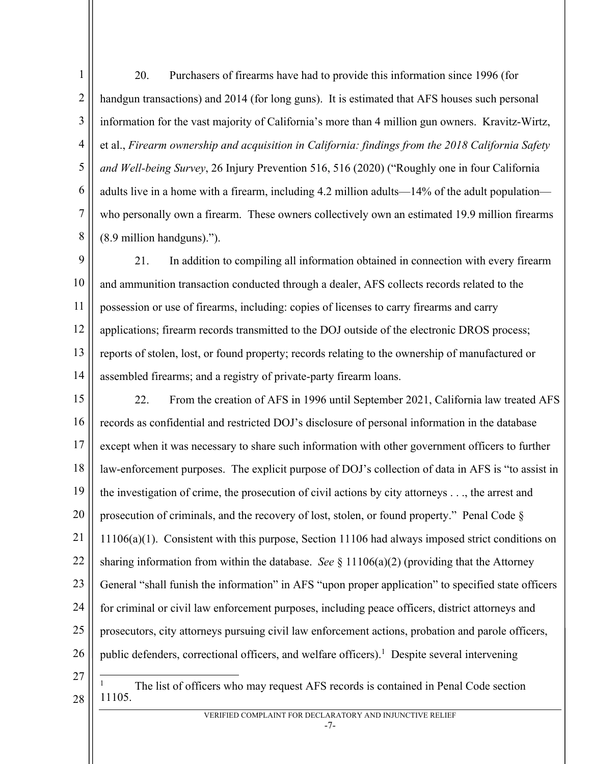20. Purchasers of firearms have had to provide this information since 1996 (for handgun transactions) and 2014 (for long guns). It is estimated that AFS houses such personal information for the vast majority of California's more than 4 million gun owners. Kravitz-Wirtz, et al., *Firearm ownership and acquisition in California: findings from the 2018 California Safety and Well-being Survey*, 26 Injury Prevention 516, 516 (2020) ("Roughly one in four California adults live in a home with a firearm, including 4.2 million adults—14% of the adult population—who personally own a firearm. These owners collectively own an estimated 19.9 million firearms (8.9 million handguns).").

21. In addition to compiling all information obtained in connection with every firearm and ammunition transaction conducted through a dealer, AFS collects records related to the possession or use of firearms, including: copies of licenses to carry firearms and carry applications; firearm records transmitted to the DOJ outside of the electronic DROS process; reports of stolen, lost, or found property; records relating to the ownership of manufactured or assembled firearms; and a registry of private-party firearm loans.

22. From the creation of AFS in 1996 until September 2021, California law treated AFS records as confidential and restricted DOJ's disclosure of personal information in the database except when it was necessary to share such information with other government officers to further law-enforcement purposes. The explicit purpose of DOJ's collection of data in AFS is "to assist in the investigation of crime, the prosecution of civil actions by city attorneys . . ., the arrest and prosecution of criminals, and the recovery of lost, stolen, or found property." Penal Code § 11106(a)(1). Consistent with this purpose, Section 11106 had always imposed strict conditions on sharing information from within the database. *See* § 11106(a)(2) (providing that the Attorney General "shall funish the information" in AFS "upon proper application" to specified state officers for criminal or civil law enforcement purposes, including peace officers, district attorneys and prosecutors, city attorneys pursuing civil law enforcement actions, probation and parole officers, public defenders, correctional officers, and welfare officers).[1] Despite several intervening

[1] The list of officers who may request AFS records is contained in Penal Code section 11105.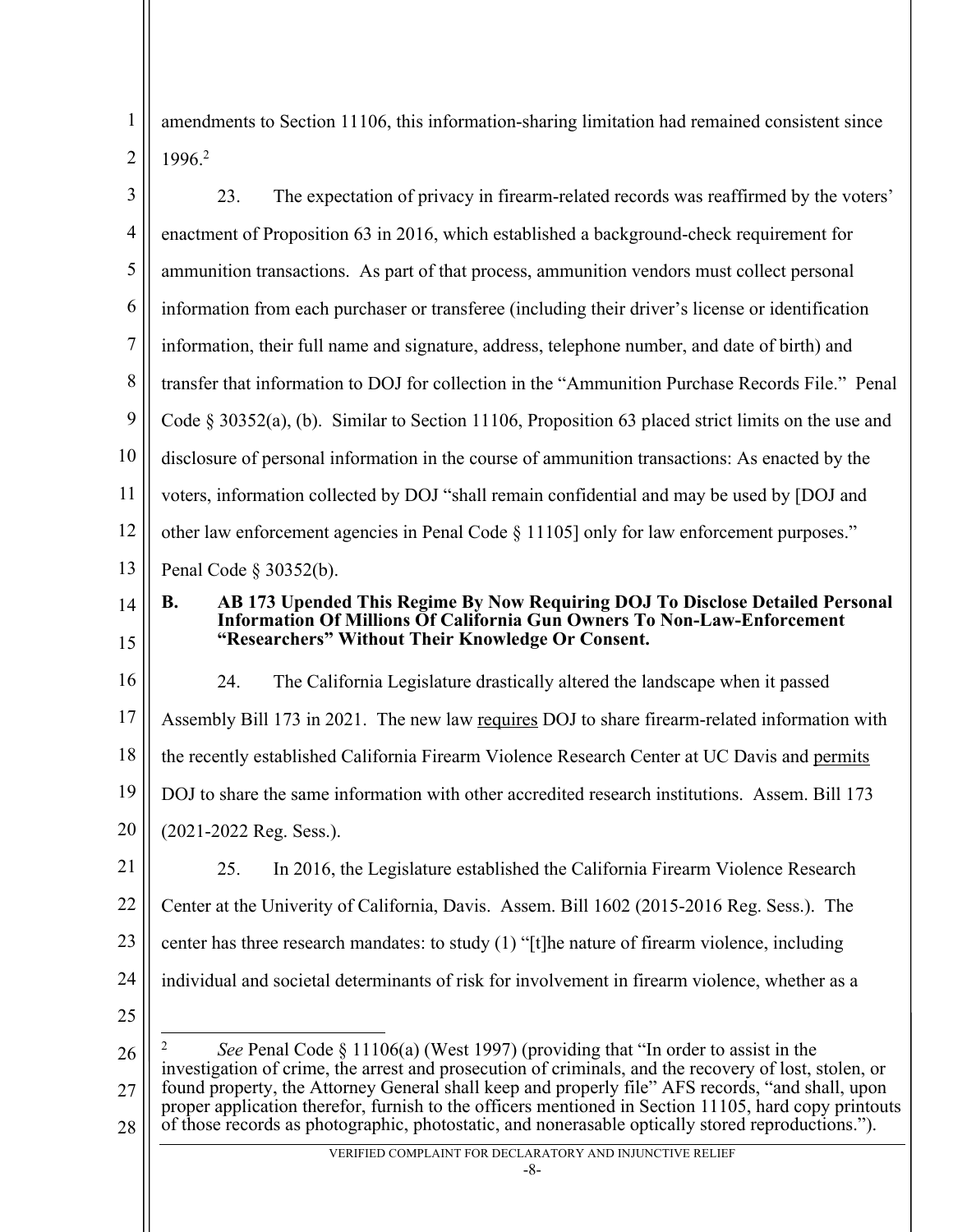amendments to Section 11106, this information-sharing limitation had remained consistent since 1996.[2]

23. The expectation of privacy in firearm-related records was reaffirmed by the voters' enactment of Proposition 63 in 2016, which established a background-check requirement for ammunition transactions. As part of that process, ammunition vendors must collect personal information from each purchaser or transferee (including their driver's license or identification information, their full name and signature, address, telephone number, and date of birth) and transfer that information to DOJ for collection in the "Ammunition Purchase Records File." Penal Code § 30352(a), (b). Similar to Section 11106, Proposition 63 placed strict limits on the use and disclosure of personal information in the course of ammunition transactions: As enacted by the voters, information collected by DOJ "shall remain confidential and may be used by [DOJ and other law enforcement agencies in Penal Code § 11105] only for law enforcement purposes." Penal Code § 30352(b).

### B. AB 173 Upended This Regime By Now Requiring DOJ To Disclose Detailed Personal Information Of Millions Of California Gun Owners To Non-Law-Enforcement "Researchers" Without Their Knowledge Or Consent.

24. The California Legislature drastically altered the landscape when it passed Assembly Bill 173 in 2021. The new law <u>requires</u> DOJ to share firearm-related information with the recently established California Firearm Violence Research Center at UC Davis and <u>permits</u> DOJ to share the same information with other accredited research institutions. Assem. Bill 173 (2021-2022 Reg. Sess.).

25. In 2016, the Legislature established the California Firearm Violence Research Center at the Univerity of California, Davis. Assem. Bill 1602 (2015-2016 Reg. Sess.). The center has three research mandates: to study (1) "[t]he nature of firearm violence, including individual and societal determinants of risk for involvement in firearm violence, whether as a

---

[2] *See* Penal Code § 11106(a) (West 1997) (providing that "In order to assist in the investigation of crime, the arrest and prosecution of criminals, and the recovery of lost, stolen, or found property, the Attorney General shall keep and properly file" AFS records, "and shall, upon proper application therefor, furnish to the officers mentioned in Section 11105, hard copy printouts of those records as photographic, photostatic, and nonerasable optically stored reproductions.").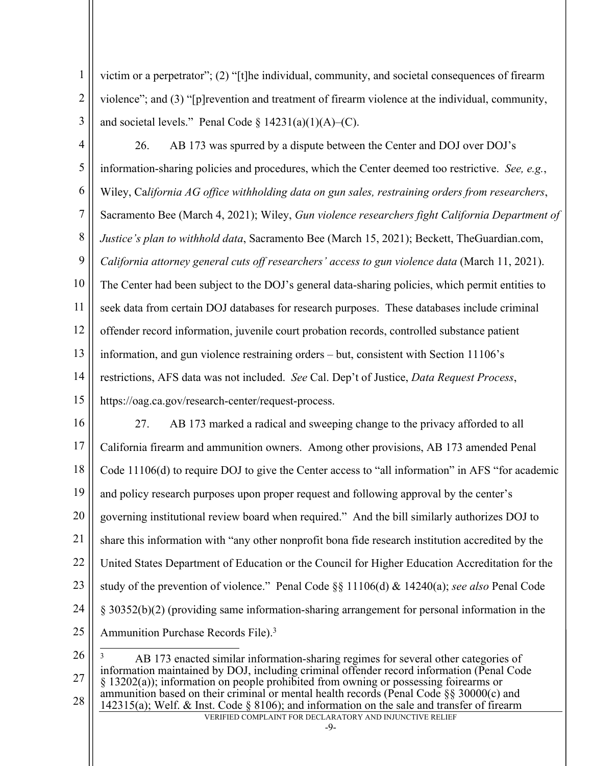victim or a perpetrator"; (2) "[t]he individual, community, and societal consequences of firearm violence"; and (3) "[p]revention and treatment of firearm violence at the individual, community, and societal levels." Penal Code § 14231(a)(1)(A)–(C).

26. AB 173 was spurred by a dispute between the Center and DOJ over DOJ's information-sharing policies and procedures, which the Center deemed too restrictive. *See, e.g.*, Wiley, Ca*lifornia AG office withholding data on gun sales, restraining orders from researchers*, Sacramento Bee (March 4, 2021); Wiley, *Gun violence researchers fight California Department of Justice's plan to withhold data*, Sacramento Bee (March 15, 2021); Beckett, TheGuardian.com, *California attorney general cuts off researchers' access to gun violence data* (March 11, 2021). The Center had been subject to the DOJ's general data-sharing policies, which permit entities to seek data from certain DOJ databases for research purposes. These databases include criminal offender record information, juvenile court probation records, controlled substance patient information, and gun violence restraining orders – but, consistent with Section 11106's restrictions, AFS data was not included. *See* Cal. Dep't of Justice, *Data Request Process*, https://oag.ca.gov/research-center/request-process.

27. AB 173 marked a radical and sweeping change to the privacy afforded to all California firearm and ammunition owners. Among other provisions, AB 173 amended Penal Code 11106(d) to require DOJ to give the Center access to "all information" in AFS "for academic and policy research purposes upon proper request and following approval by the center's governing institutional review board when required." And the bill similarly authorizes DOJ to share this information with "any other nonprofit bona fide research institution accredited by the United States Department of Education or the Council for Higher Education Accreditation for the study of the prevention of violence." Penal Code §§ 11106(d) & 14240(a); *see also* Penal Code § 30352(b)(2) (providing same information-sharing arrangement for personal information in the Ammunition Purchase Records File).[3]

[3] AB 173 enacted similar information-sharing regimes for several other categories of information maintained by DOJ, including criminal offender record information (Penal Code § 13202(a)); information on people prohibited from owning or possessing foirearms or ammunition based on their criminal or mental health records (Penal Code §§ 30000(c) and 142315(a); Welf. & Inst. Code § 8106); and information on the sale and transfer of firearm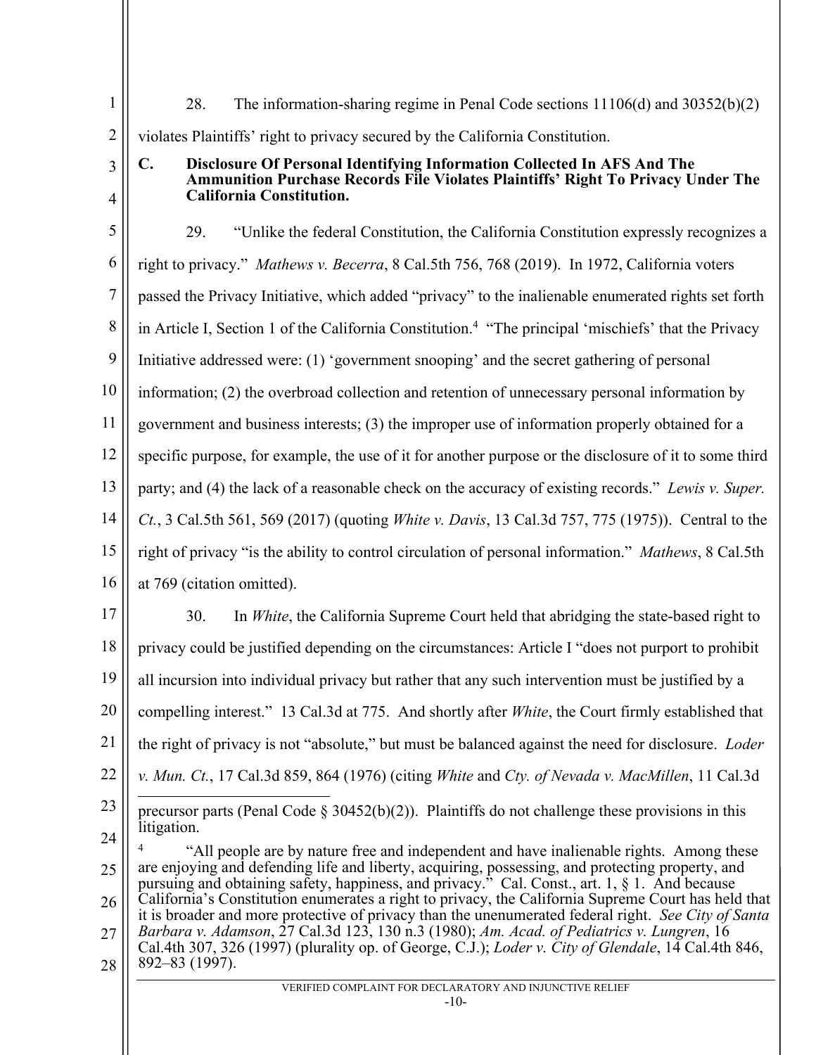28. The information-sharing regime in Penal Code sections 11106(d) and 30352(b)(2) violates Plaintiffs' right to privacy secured by the California Constitution.

**C. Disclosure Of Personal Identifying Information Collected In AFS And The Ammunition Purchase Records File Violates Plaintiffs' Right To Privacy Under The California Constitution.**

29. "Unlike the federal Constitution, the California Constitution expressly recognizes a right to privacy." *Mathews v. Becerra*, 8 Cal.5th 756, 768 (2019). In 1972, California voters passed the Privacy Initiative, which added "privacy" to the inalienable enumerated rights set forth in Article I, Section 1 of the California Constitution.[4] "The principal 'mischiefs' that the Privacy Initiative addressed were: (1) 'government snooping' and the secret gathering of personal information; (2) the overbroad collection and retention of unnecessary personal information by government and business interests; (3) the improper use of information properly obtained for a specific purpose, for example, the use of it for another purpose or the disclosure of it to some third party; and (4) the lack of a reasonable check on the accuracy of existing records." *Lewis v. Super. Ct.*, 3 Cal.5th 561, 569 (2017) (quoting *White v. Davis*, 13 Cal.3d 757, 775 (1975)). Central to the right of privacy "is the ability to control circulation of personal information." *Mathews*, 8 Cal.5th at 769 (citation omitted).

30. In *White*, the California Supreme Court held that abridging the state-based right to privacy could be justified depending on the circumstances: Article I "does not purport to prohibit all incursion into individual privacy but rather that any such intervention must be justified by a compelling interest." 13 Cal.3d at 775. And shortly after *White*, the Court firmly established that the right of privacy is not "absolute," but must be balanced against the need for disclosure. *Loder v. Mun. Ct.*, 17 Cal.3d 859, 864 (1976) (citing *White* and *Cty. of Nevada v. MacMillen*, 11 Cal.3d

---

precursor parts (Penal Code § 30452(b)(2)). Plaintiffs do not challenge these provisions in this litigation.

[4] "All people are by nature free and independent and have inalienable rights. Among these are enjoying and defending life and liberty, acquiring, possessing, and protecting property, and pursuing and obtaining safety, happiness, and privacy." Cal. Const., art. 1, § 1. And because California's Constitution enumerates a right to privacy, the California Supreme Court has held that it is broader and more protective of privacy than the unenumerated federal right. *See City of Santa Barbara v. Adamson*, 27 Cal.3d 123, 130 n.3 (1980); *Am. Acad. of Pediatrics v. Lungren*, 16 Cal.4th 307, 326 (1997) (plurality op. of George, C.J.); *Loder v. City of Glendale*, 14 Cal.4th 846, 892–83 (1997).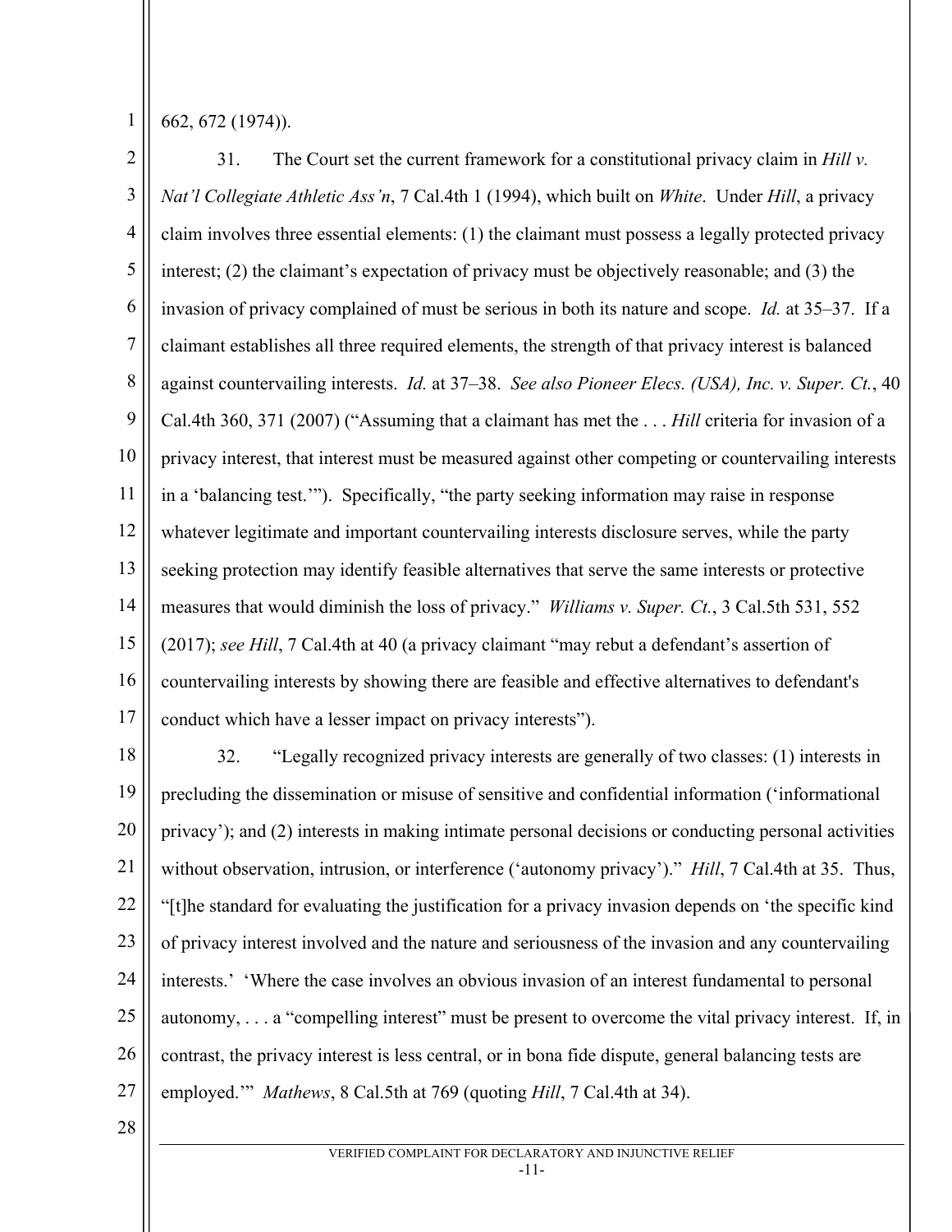662, 672 (1974)).

31. The Court set the current framework for a constitutional privacy claim in *Hill v. Nat'l Collegiate Athletic Ass'n*, 7 Cal.4th 1 (1994), which built on *White*. Under *Hill*, a privacy claim involves three essential elements: (1) the claimant must possess a legally protected privacy interest; (2) the claimant's expectation of privacy must be objectively reasonable; and (3) the invasion of privacy complained of must be serious in both its nature and scope. *Id.* at 35–37. If a claimant establishes all three required elements, the strength of that privacy interest is balanced against countervailing interests. *Id.* at 37–38. *See also Pioneer Elecs. (USA), Inc. v. Super. Ct.*, 40 Cal.4th 360, 371 (2007) ("Assuming that a claimant has met the . . . *Hill* criteria for invasion of a privacy interest, that interest must be measured against other competing or countervailing interests in a 'balancing test.'"). Specifically, "the party seeking information may raise in response whatever legitimate and important countervailing interests disclosure serves, while the party seeking protection may identify feasible alternatives that serve the same interests or protective measures that would diminish the loss of privacy." *Williams v. Super. Ct.*, 3 Cal.5th 531, 552 (2017); *see Hill*, 7 Cal.4th at 40 (a privacy claimant "may rebut a defendant's assertion of countervailing interests by showing there are feasible and effective alternatives to defendant's conduct which have a lesser impact on privacy interests").

32. "Legally recognized privacy interests are generally of two classes: (1) interests in precluding the dissemination or misuse of sensitive and confidential information ('informational privacy'); and (2) interests in making intimate personal decisions or conducting personal activities without observation, intrusion, or interference ('autonomy privacy')." *Hill*, 7 Cal.4th at 35. Thus, "[t]he standard for evaluating the justification for a privacy invasion depends on 'the specific kind of privacy interest involved and the nature and seriousness of the invasion and any countervailing interests.' 'Where the case involves an obvious invasion of an interest fundamental to personal autonomy, . . . a "compelling interest" must be present to overcome the vital privacy interest. If, in contrast, the privacy interest is less central, or in bona fide dispute, general balancing tests are employed.'" *Mathews*, 8 Cal.5th at 769 (quoting *Hill*, 7 Cal.4th at 34).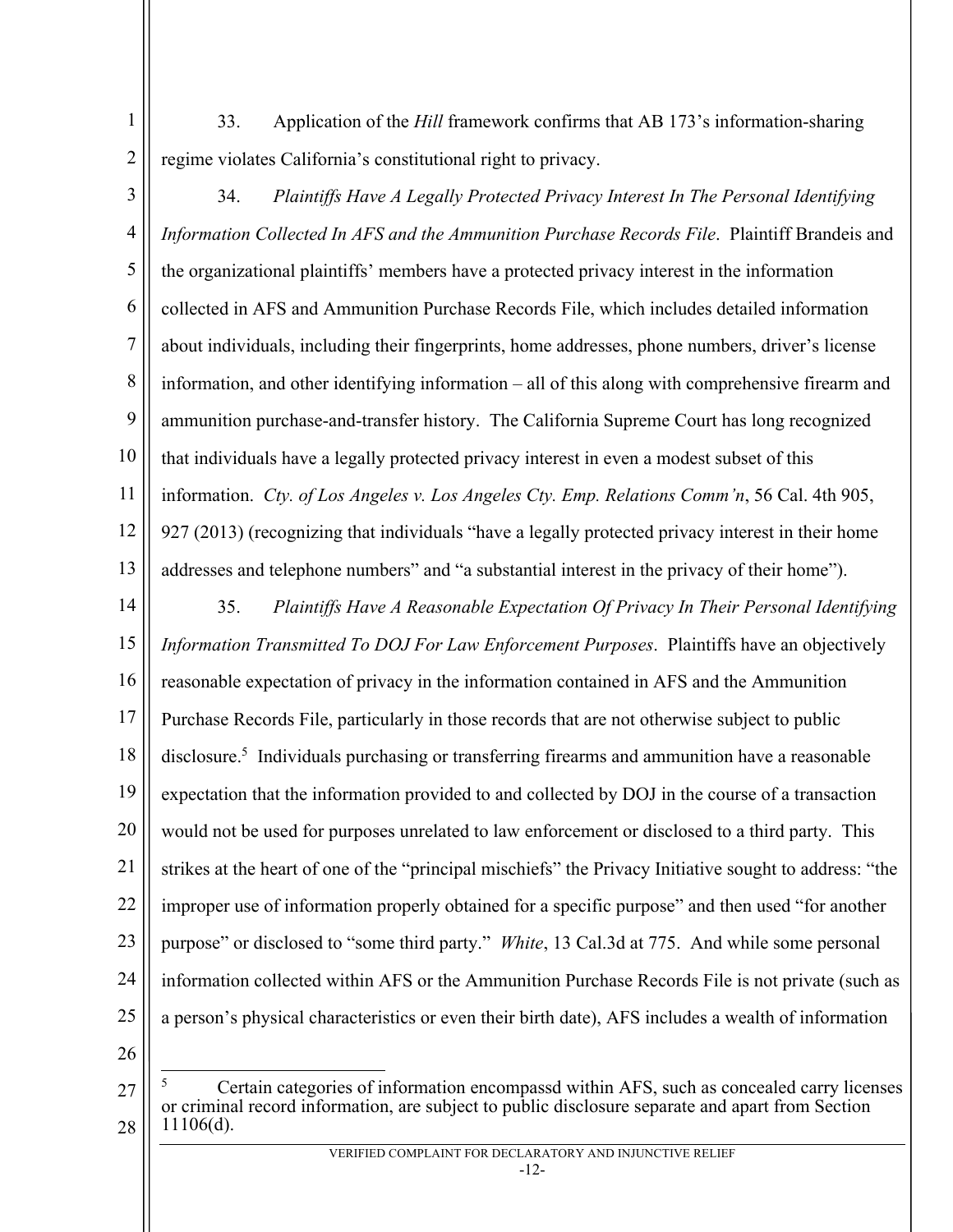33. Application of the *Hill* framework confirms that AB 173's information-sharing regime violates California's constitutional right to privacy.

34. *Plaintiffs Have A Legally Protected Privacy Interest In The Personal Identifying Information Collected In AFS and the Ammunition Purchase Records File*. Plaintiff Brandeis and the organizational plaintiffs' members have a protected privacy interest in the information collected in AFS and Ammunition Purchase Records File, which includes detailed information about individuals, including their fingerprints, home addresses, phone numbers, driver's license information, and other identifying information – all of this along with comprehensive firearm and ammunition purchase-and-transfer history. The California Supreme Court has long recognized that individuals have a legally protected privacy interest in even a modest subset of this information. *Cty. of Los Angeles v. Los Angeles Cty. Emp. Relations Comm'n*, 56 Cal. 4th 905, 927 (2013) (recognizing that individuals "have a legally protected privacy interest in their home addresses and telephone numbers" and "a substantial interest in the privacy of their home").

35. *Plaintiffs Have A Reasonable Expectation Of Privacy In Their Personal Identifying Information Transmitted To DOJ For Law Enforcement Purposes*. Plaintiffs have an objectively reasonable expectation of privacy in the information contained in AFS and the Ammunition Purchase Records File, particularly in those records that are not otherwise subject to public disclosure.[5] Individuals purchasing or transferring firearms and ammunition have a reasonable expectation that the information provided to and collected by DOJ in the course of a transaction would not be used for purposes unrelated to law enforcement or disclosed to a third party. This strikes at the heart of one of the "principal mischiefs" the Privacy Initiative sought to address: "the improper use of information properly obtained for a specific purpose" and then used "for another purpose" or disclosed to "some third party." *White*, 13 Cal.3d at 775. And while some personal information collected within AFS or the Ammunition Purchase Records File is not private (such as a person's physical characteristics or even their birth date), AFS includes a wealth of information

[5] Certain categories of information encompassd within AFS, such as concealed carry licenses or criminal record information, are subject to public disclosure separate and apart from Section 11106(d).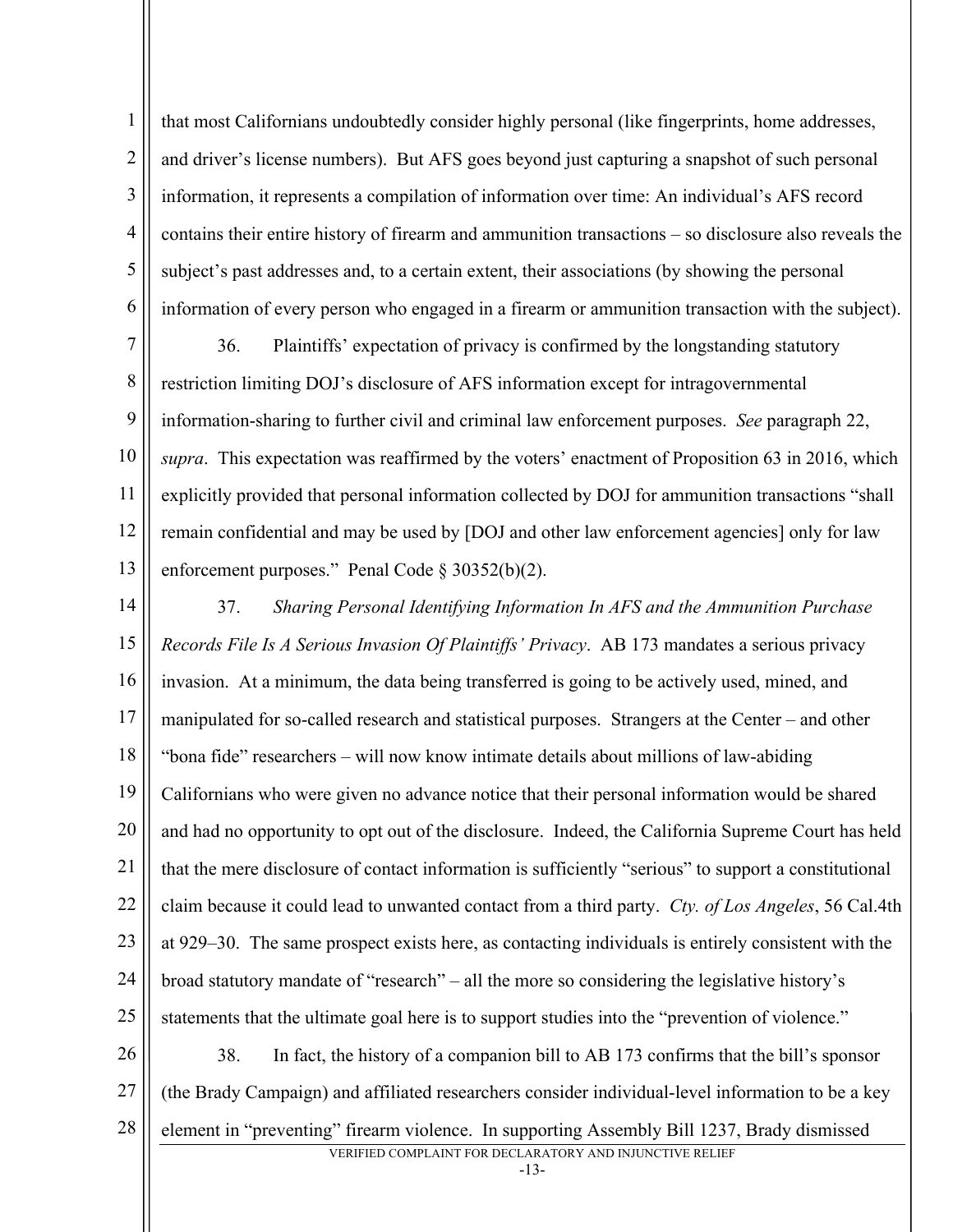that most Californians undoubtedly consider highly personal (like fingerprints, home addresses, and driver's license numbers). But AFS goes beyond just capturing a snapshot of such personal information, it represents a compilation of information over time: An individual's AFS record contains their entire history of firearm and ammunition transactions – so disclosure also reveals the subject's past addresses and, to a certain extent, their associations (by showing the personal information of every person who engaged in a firearm or ammunition transaction with the subject).

36. Plaintiffs' expectation of privacy is confirmed by the longstanding statutory restriction limiting DOJ's disclosure of AFS information except for intragovernmental information-sharing to further civil and criminal law enforcement purposes. *See* paragraph 22, *supra*. This expectation was reaffirmed by the voters' enactment of Proposition 63 in 2016, which explicitly provided that personal information collected by DOJ for ammunition transactions "shall remain confidential and may be used by [DOJ and other law enforcement agencies] only for law enforcement purposes." Penal Code § 30352(b)(2).

37. *Sharing Personal Identifying Information In AFS and the Ammunition Purchase Records File Is A Serious Invasion Of Plaintiffs' Privacy*. AB 173 mandates a serious privacy invasion. At a minimum, the data being transferred is going to be actively used, mined, and manipulated for so-called research and statistical purposes. Strangers at the Center – and other "bona fide" researchers – will now know intimate details about millions of law-abiding Californians who were given no advance notice that their personal information would be shared and had no opportunity to opt out of the disclosure. Indeed, the California Supreme Court has held that the mere disclosure of contact information is sufficiently "serious" to support a constitutional claim because it could lead to unwanted contact from a third party. *Cty. of Los Angeles*, 56 Cal.4th at 929–30. The same prospect exists here, as contacting individuals is entirely consistent with the broad statutory mandate of "research" – all the more so considering the legislative history's statements that the ultimate goal here is to support studies into the "prevention of violence."

38. In fact, the history of a companion bill to AB 173 confirms that the bill's sponsor (the Brady Campaign) and affiliated researchers consider individual-level information to be a key element in "preventing" firearm violence. In supporting Assembly Bill 1237, Brady dismissed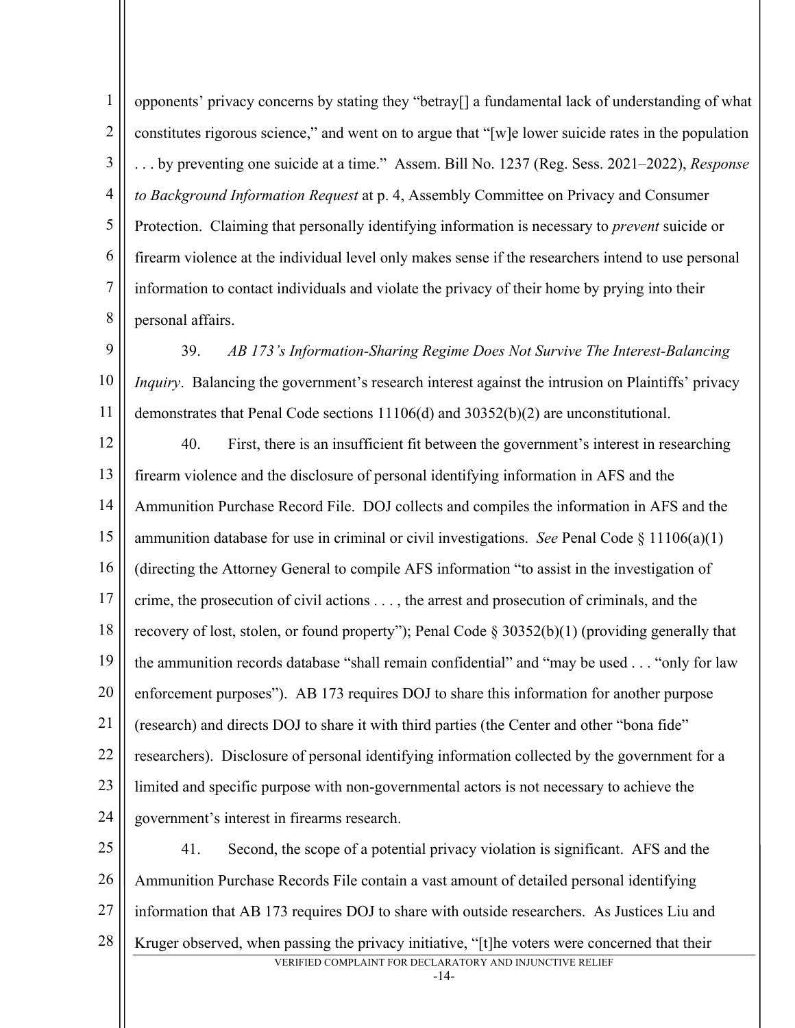opponents' privacy concerns by stating they "betray[] a fundamental lack of understanding of what constitutes rigorous science," and went on to argue that "[w]e lower suicide rates in the population . . . by preventing one suicide at a time." Assem. Bill No. 1237 (Reg. Sess. 2021–2022), *Response to Background Information Request* at p. 4, Assembly Committee on Privacy and Consumer Protection. Claiming that personally identifying information is necessary to *prevent* suicide or firearm violence at the individual level only makes sense if the researchers intend to use personal information to contact individuals and violate the privacy of their home by prying into their personal affairs.

39. *AB 173's Information-Sharing Regime Does Not Survive The Interest-Balancing Inquiry*. Balancing the government's research interest against the intrusion on Plaintiffs' privacy demonstrates that Penal Code sections 11106(d) and 30352(b)(2) are unconstitutional.

40. First, there is an insufficient fit between the government's interest in researching firearm violence and the disclosure of personal identifying information in AFS and the Ammunition Purchase Record File. DOJ collects and compiles the information in AFS and the ammunition database for use in criminal or civil investigations. *See* Penal Code § 11106(a)(1) (directing the Attorney General to compile AFS information "to assist in the investigation of crime, the prosecution of civil actions . . . , the arrest and prosecution of criminals, and the recovery of lost, stolen, or found property"); Penal Code § 30352(b)(1) (providing generally that the ammunition records database "shall remain confidential" and "may be used . . . "only for law enforcement purposes"). AB 173 requires DOJ to share this information for another purpose (research) and directs DOJ to share it with third parties (the Center and other "bona fide" researchers). Disclosure of personal identifying information collected by the government for a limited and specific purpose with non-governmental actors is not necessary to achieve the government's interest in firearms research.

41. Second, the scope of a potential privacy violation is significant. AFS and the Ammunition Purchase Records File contain a vast amount of detailed personal identifying information that AB 173 requires DOJ to share with outside researchers. As Justices Liu and Kruger observed, when passing the privacy initiative, "[t]he voters were concerned that their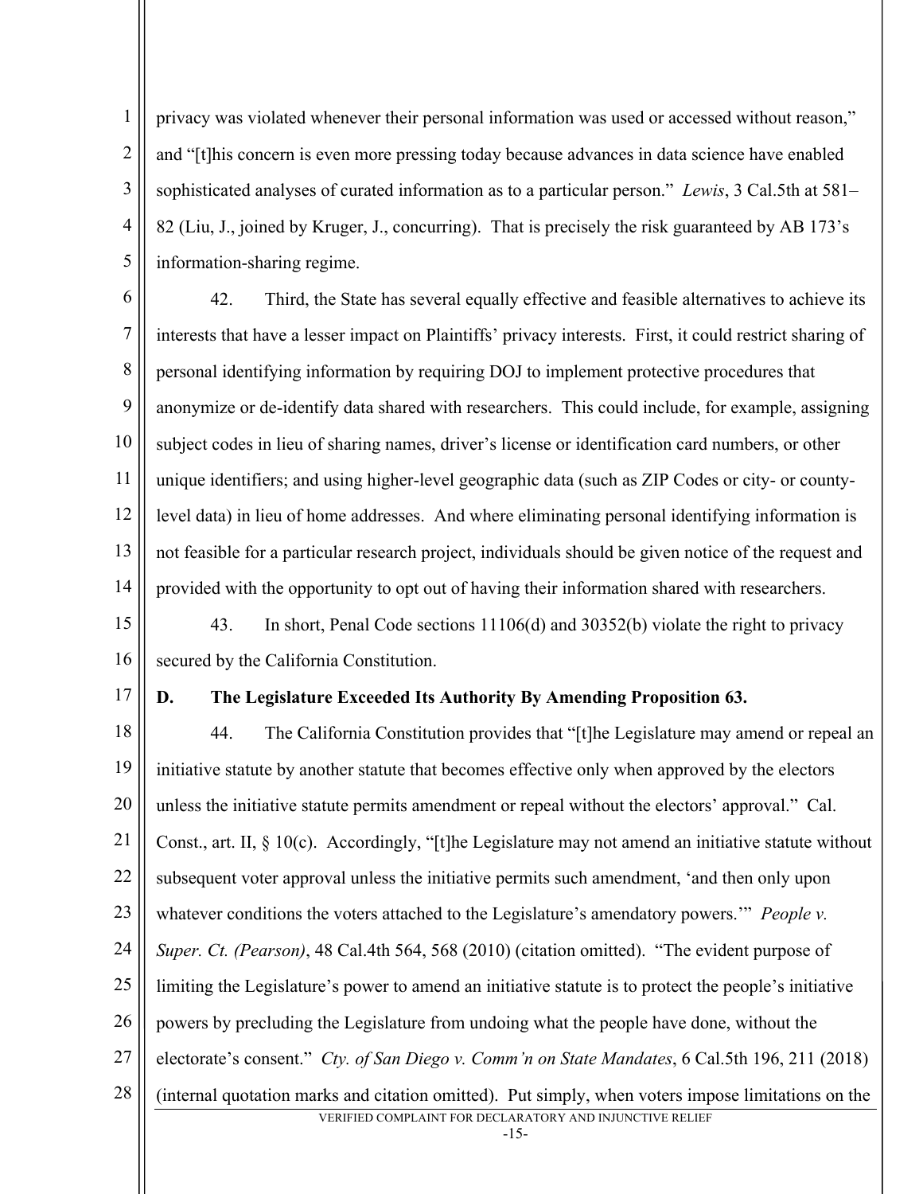privacy was violated whenever their personal information was used or accessed without reason," and "[t]his concern is even more pressing today because advances in data science have enabled sophisticated analyses of curated information as to a particular person." *Lewis*, 3 Cal.5th at 581–82 (Liu, J., joined by Kruger, J., concurring). That is precisely the risk guaranteed by AB 173's information-sharing regime.

42. Third, the State has several equally effective and feasible alternatives to achieve its interests that have a lesser impact on Plaintiffs' privacy interests. First, it could restrict sharing of personal identifying information by requiring DOJ to implement protective procedures that anonymize or de-identify data shared with researchers. This could include, for example, assigning subject codes in lieu of sharing names, driver's license or identification card numbers, or other unique identifiers; and using higher-level geographic data (such as ZIP Codes or city- or county-level data) in lieu of home addresses. And where eliminating personal identifying information is not feasible for a particular research project, individuals should be given notice of the request and provided with the opportunity to opt out of having their information shared with researchers.

43. In short, Penal Code sections 11106(d) and 30352(b) violate the right to privacy secured by the California Constitution.

### D. The Legislature Exceeded Its Authority By Amending Proposition 63.

44. The California Constitution provides that "[t]he Legislature may amend or repeal an initiative statute by another statute that becomes effective only when approved by the electors unless the initiative statute permits amendment or repeal without the electors' approval." Cal. Const., art. II, § 10(c). Accordingly, "[t]he Legislature may not amend an initiative statute without subsequent voter approval unless the initiative permits such amendment, 'and then only upon whatever conditions the voters attached to the Legislature's amendatory powers.'" *People v. Super. Ct. (Pearson)*, 48 Cal.4th 564, 568 (2010) (citation omitted). "The evident purpose of limiting the Legislature's power to amend an initiative statute is to protect the people's initiative powers by precluding the Legislature from undoing what the people have done, without the electorate's consent." *Cty. of San Diego v. Comm'n on State Mandates*, 6 Cal.5th 196, 211 (2018) (internal quotation marks and citation omitted). Put simply, when voters impose limitations on the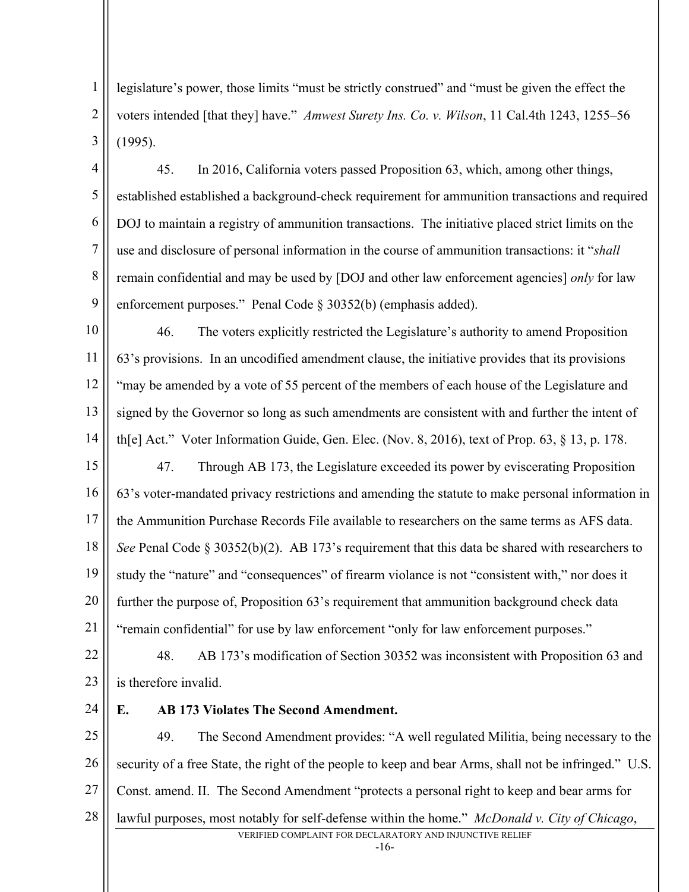legislature's power, those limits "must be strictly construed" and "must be given the effect the voters intended [that they] have." *Amwest Surety Ins. Co. v. Wilson*, 11 Cal.4th 1243, 1255–56 (1995).

45. In 2016, California voters passed Proposition 63, which, among other things, established established a background-check requirement for ammunition transactions and required DOJ to maintain a registry of ammunition transactions. The initiative placed strict limits on the use and disclosure of personal information in the course of ammunition transactions: it "*shall* remain confidential and may be used by [DOJ and other law enforcement agencies] *only* for law enforcement purposes." Penal Code § 30352(b) (emphasis added).

46. The voters explicitly restricted the Legislature's authority to amend Proposition 63's provisions. In an uncodified amendment clause, the initiative provides that its provisions "may be amended by a vote of 55 percent of the members of each house of the Legislature and signed by the Governor so long as such amendments are consistent with and further the intent of th[e] Act." Voter Information Guide, Gen. Elec. (Nov. 8, 2016), text of Prop. 63, § 13, p. 178.

47. Through AB 173, the Legislature exceeded its power by eviscerating Proposition 63's voter-mandated privacy restrictions and amending the statute to make personal information in the Ammunition Purchase Records File available to researchers on the same terms as AFS data. *See* Penal Code § 30352(b)(2). AB 173's requirement that this data be shared with researchers to study the "nature" and "consequences" of firearm violance is not "consistent with," nor does it further the purpose of, Proposition 63's requirement that ammunition background check data "remain confidential" for use by law enforcement "only for law enforcement purposes."

48. AB 173's modification of Section 30352 was inconsistent with Proposition 63 and is therefore invalid.

**E. AB 173 Violates The Second Amendment.**

49. The Second Amendment provides: "A well regulated Militia, being necessary to the security of a free State, the right of the people to keep and bear Arms, shall not be infringed." U.S. Const. amend. II. The Second Amendment "protects a personal right to keep and bear arms for lawful purposes, most notably for self-defense within the home." *McDonald v. City of Chicago*,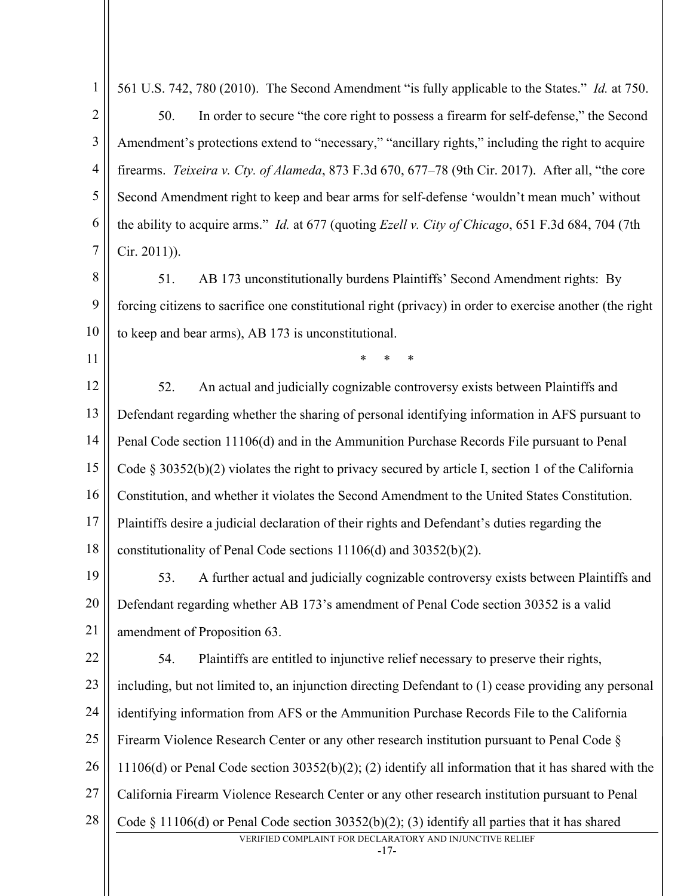561 U.S. 742, 780 (2010). The Second Amendment "is fully applicable to the States." *Id.* at 750.

50. In order to secure "the core right to possess a firearm for self-defense," the Second Amendment's protections extend to "necessary," "ancillary rights," including the right to acquire firearms. *Teixeira v. Cty. of Alameda*, 873 F.3d 670, 677–78 (9th Cir. 2017). After all, "the core Second Amendment right to keep and bear arms for self-defense 'wouldn't mean much' without the ability to acquire arms." *Id.* at 677 (quoting *Ezell v. City of Chicago*, 651 F.3d 684, 704 (7th Cir. 2011)).

51. AB 173 unconstitutionally burdens Plaintiffs' Second Amendment rights: By forcing citizens to sacrifice one constitutional right (privacy) in order to exercise another (the right to keep and bear arms), AB 173 is unconstitutional.

\* \* \*

52. An actual and judicially cognizable controversy exists between Plaintiffs and Defendant regarding whether the sharing of personal identifying information in AFS pursuant to Penal Code section 11106(d) and in the Ammunition Purchase Records File pursuant to Penal Code § 30352(b)(2) violates the right to privacy secured by article I, section 1 of the California Constitution, and whether it violates the Second Amendment to the United States Constitution. Plaintiffs desire a judicial declaration of their rights and Defendant's duties regarding the constitutionality of Penal Code sections 11106(d) and 30352(b)(2).

53. A further actual and judicially cognizable controversy exists between Plaintiffs and Defendant regarding whether AB 173's amendment of Penal Code section 30352 is a valid amendment of Proposition 63.

54. Plaintiffs are entitled to injunctive relief necessary to preserve their rights, including, but not limited to, an injunction directing Defendant to (1) cease providing any personal identifying information from AFS or the Ammunition Purchase Records File to the California Firearm Violence Research Center or any other research institution pursuant to Penal Code § 11106(d) or Penal Code section 30352(b)(2); (2) identify all information that it has shared with the California Firearm Violence Research Center or any other research institution pursuant to Penal Code § 11106(d) or Penal Code section 30352(b)(2); (3) identify all parties that it has shared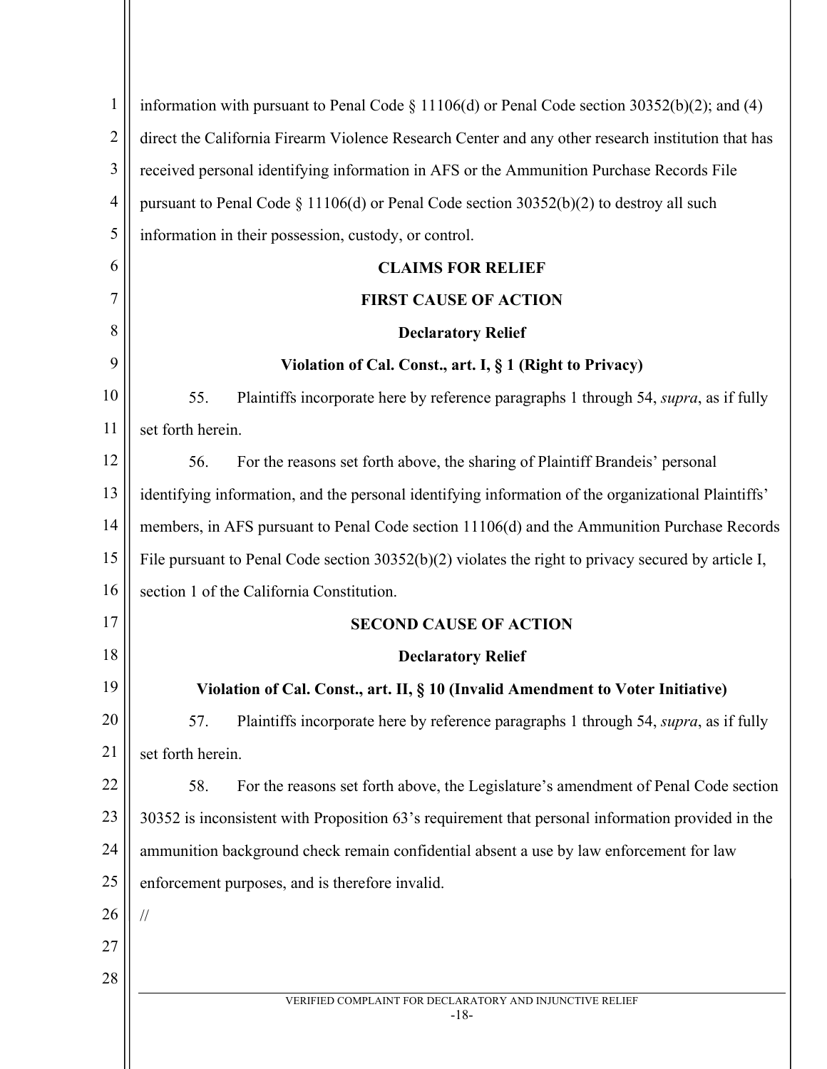information with pursuant to Penal Code § 11106(d) or Penal Code section 30352(b)(2); and (4) direct the California Firearm Violence Research Center and any other research institution that has received personal identifying information in AFS or the Ammunition Purchase Records File pursuant to Penal Code § 11106(d) or Penal Code section 30352(b)(2) to destroy all such information in their possession, custody, or control.

## CLAIMS FOR RELIEF

### FIRST CAUSE OF ACTION

**Declaratory Relief**

**Violation of Cal. Const., art. I, § 1 (Right to Privacy)**

55. Plaintiffs incorporate here by reference paragraphs 1 through 54, *supra*, as if fully set forth herein.

56. For the reasons set forth above, the sharing of Plaintiff Brandeis' personal identifying information, and the personal identifying information of the organizational Plaintiffs' members, in AFS pursuant to Penal Code section 11106(d) and the Ammunition Purchase Records File pursuant to Penal Code section 30352(b)(2) violates the right to privacy secured by article I, section 1 of the California Constitution.

### SECOND CAUSE OF ACTION

**Declaratory Relief**

**Violation of Cal. Const., art. II, § 10 (Invalid Amendment to Voter Initiative)**

57. Plaintiffs incorporate here by reference paragraphs 1 through 54, *supra*, as if fully set forth herein.

58. For the reasons set forth above, the Legislature's amendment of Penal Code section 30352 is inconsistent with Proposition 63's requirement that personal information provided in the ammunition background check remain confidential absent a use by law enforcement for law enforcement purposes, and is therefore invalid.

//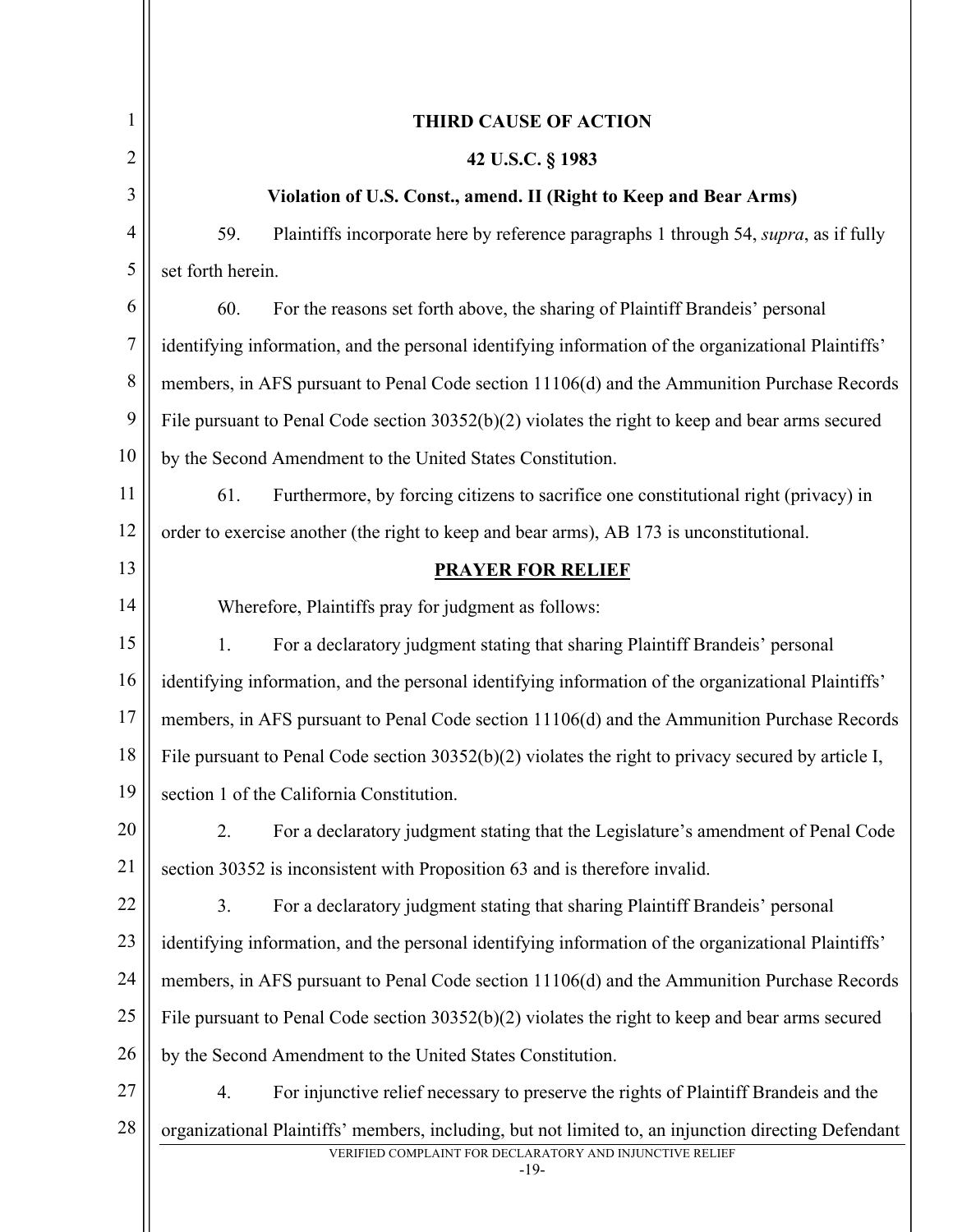**THIRD CAUSE OF ACTION**

**42 U.S.C. § 1983**

**Violation of U.S. Const., amend. II (Right to Keep and Bear Arms)**

59. Plaintiffs incorporate here by reference paragraphs 1 through 54, *supra*, as if fully set forth herein.

60. For the reasons set forth above, the sharing of Plaintiff Brandeis' personal identifying information, and the personal identifying information of the organizational Plaintiffs' members, in AFS pursuant to Penal Code section 11106(d) and the Ammunition Purchase Records File pursuant to Penal Code section 30352(b)(2) violates the right to keep and bear arms secured by the Second Amendment to the United States Constitution.

61. Furthermore, by forcing citizens to sacrifice one constitutional right (privacy) in order to exercise another (the right to keep and bear arms), AB 173 is unconstitutional.

**PRAYER FOR RELIEF**

Wherefore, Plaintiffs pray for judgment as follows:

1. For a declaratory judgment stating that sharing Plaintiff Brandeis' personal identifying information, and the personal identifying information of the organizational Plaintiffs' members, in AFS pursuant to Penal Code section 11106(d) and the Ammunition Purchase Records File pursuant to Penal Code section 30352(b)(2) violates the right to privacy secured by article I, section 1 of the California Constitution.

2. For a declaratory judgment stating that the Legislature's amendment of Penal Code section 30352 is inconsistent with Proposition 63 and is therefore invalid.

3. For a declaratory judgment stating that sharing Plaintiff Brandeis' personal identifying information, and the personal identifying information of the organizational Plaintiffs' members, in AFS pursuant to Penal Code section 11106(d) and the Ammunition Purchase Records File pursuant to Penal Code section 30352(b)(2) violates the right to keep and bear arms secured by the Second Amendment to the United States Constitution.

4. For injunctive relief necessary to preserve the rights of Plaintiff Brandeis and the organizational Plaintiffs' members, including, but not limited to, an injunction directing Defendant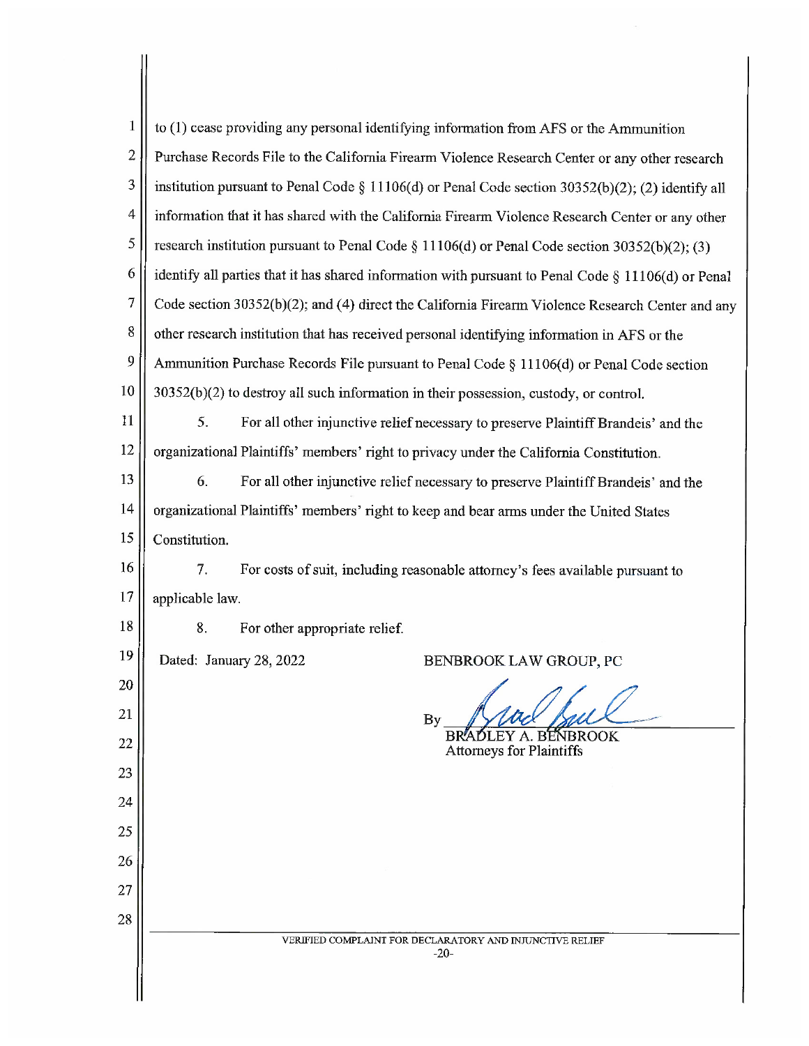to (1) cease providing any personal identifying information from AFS or the Ammunition Purchase Records File to the California Firearm Violence Research Center or any other research institution pursuant to Penal Code § 11106(d) or Penal Code section 30352(b)(2); (2) identify all information that it has shared with the California Firearm Violence Research Center or any other research institution pursuant to Penal Code § 11106(d) or Penal Code section 30352(b)(2); (3) identify all parties that it has shared information with pursuant to Penal Code § 11106(d) or Penal Code section 30352(b)(2); and (4) direct the California Firearm Violence Research Center and any other research institution that has received personal identifying information in AFS or the Ammunition Purchase Records File pursuant to Penal Code § 11106(d) or Penal Code section 30352(b)(2) to destroy all such information in their possession, custody, or control.

5. For all other injunctive relief necessary to preserve Plaintiff Brandeis' and the organizational Plaintiffs' members' right to privacy under the California Constitution.

6. For all other injunctive relief necessary to preserve Plaintiff Brandeis' and the organizational Plaintiffs' members' right to keep and bear arms under the United States Constitution.

7. For costs of suit, including reasonable attorney's fees available pursuant to applicable law.

8. For other appropriate relief.

Dated: January 28, 2022

BENBROOK LAW GROUP, PC

By [signature]
BRADLEY A. BENBROOK
Attorneys for Plaintiffs

VERIFIED COMPLAINT FOR DECLARATORY AND INJUNCTIVE RELIEF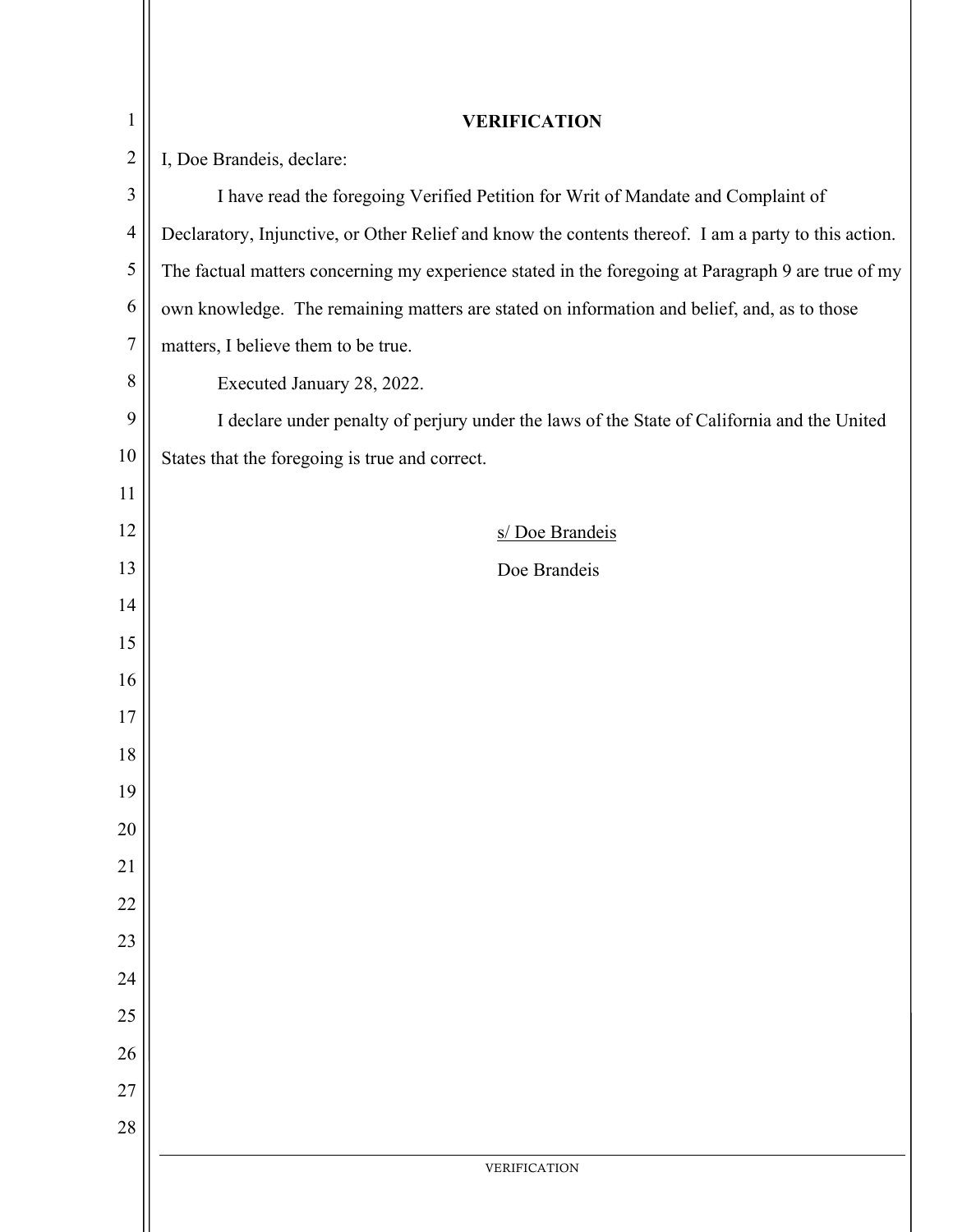# VERIFICATION

I, Doe Brandeis, declare:

I have read the foregoing Verified Petition for Writ of Mandate and Complaint of Declaratory, Injunctive, or Other Relief and know the contents thereof. I am a party to this action. The factual matters concerning my experience stated in the foregoing at Paragraph 9 are true of my own knowledge. The remaining matters are stated on information and belief, and, as to those matters, I believe them to be true.

Executed January 28, 2022.

I declare under penalty of perjury under the laws of the State of California and the United States that the foregoing is true and correct.

s/ Doe Brandeis

Doe Brandeis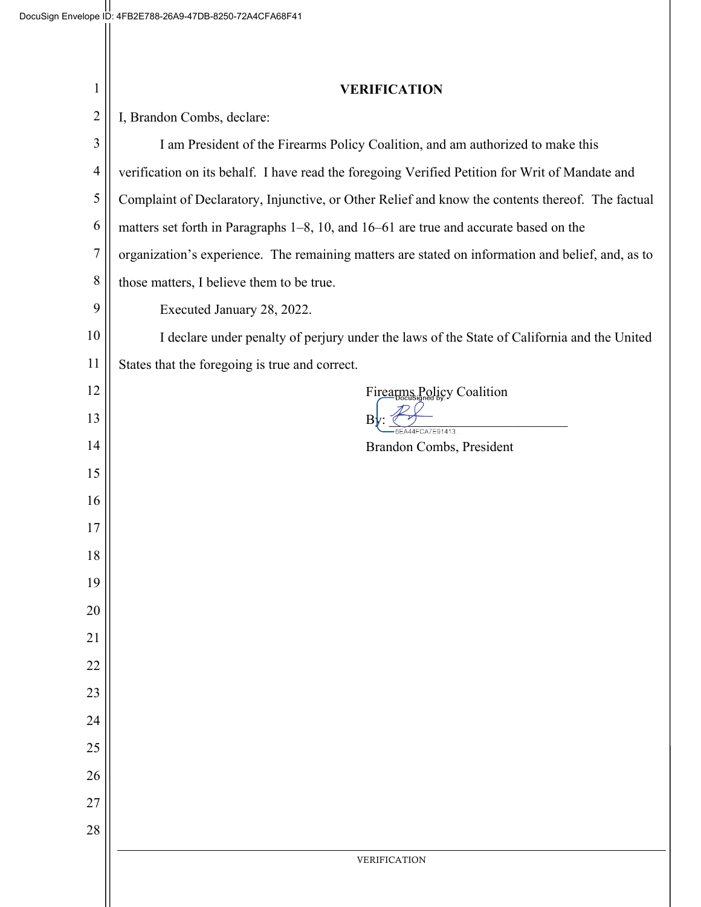# VERIFICATION

I, Brandon Combs, declare:

I am President of the Firearms Policy Coalition, and am authorized to make this verification on its behalf. I have read the foregoing Verified Petition for Writ of Mandate and Complaint of Declaratory, Injunctive, or Other Relief and know the contents thereof. The factual matters set forth in Paragraphs 1–8, 10, and 16–61 are true and accurate based on the organization's experience. The remaining matters are stated on information and belief, and, as to those matters, I believe them to be true.

Executed January 28, 2022.

I declare under penalty of perjury under the laws of the State of California and the United States that the foregoing is true and correct.

Firearms Policy Coalition

By: ______________________________

Brandon Combs, President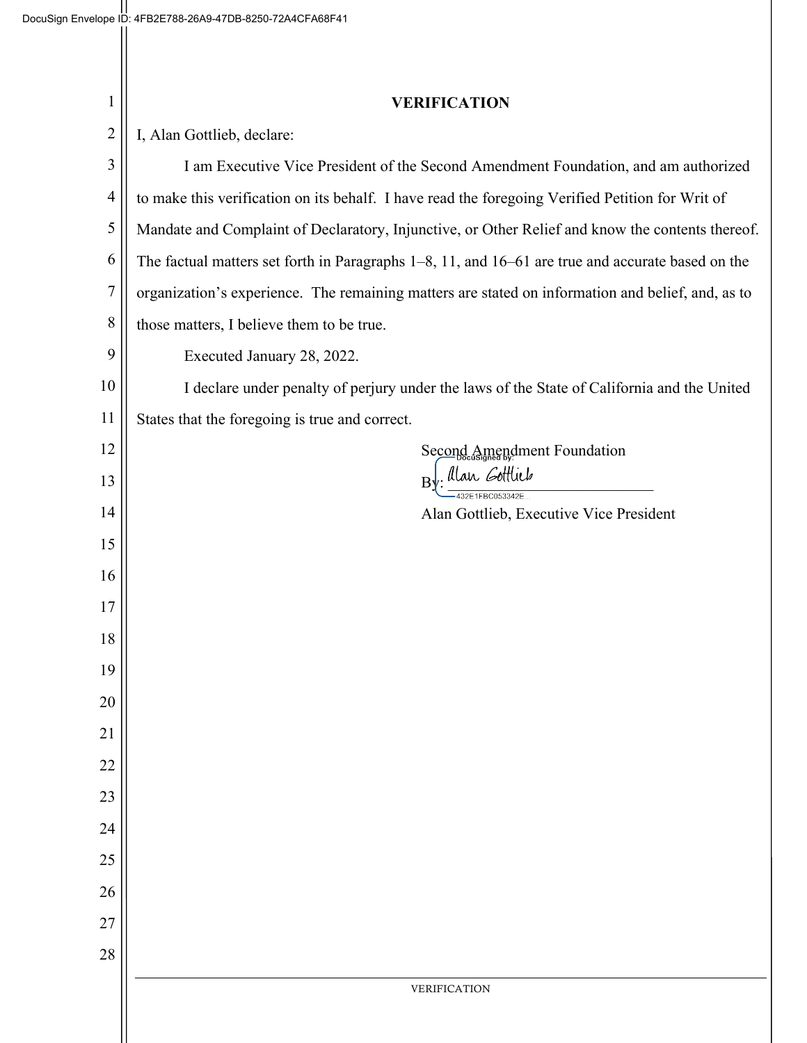# VERIFICATION

I, Alan Gottlieb, declare:

I am Executive Vice President of the Second Amendment Foundation, and am authorized to make this verification on its behalf. I have read the foregoing Verified Petition for Writ of Mandate and Complaint of Declaratory, Injunctive, or Other Relief and know the contents thereof. The factual matters set forth in Paragraphs 1–8, 11, and 16–61 are true and accurate based on the organization's experience. The remaining matters are stated on information and belief, and, as to those matters, I believe them to be true.

Executed January 28, 2022.

I declare under penalty of perjury under the laws of the State of California and the United States that the foregoing is true and correct.

Second Amendment Foundation

By: DocuSigned by: Alan Gottlieb
432E1FBC053342E...

Alan Gottlieb, Executive Vice President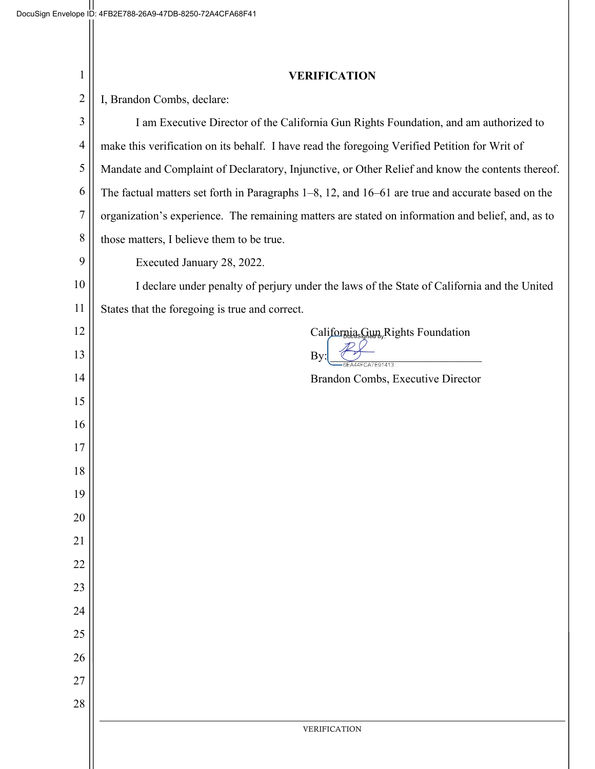# VERIFICATION

I, Brandon Combs, declare:

I am Executive Director of the California Gun Rights Foundation, and am authorized to make this verification on its behalf. I have read the foregoing Verified Petition for Writ of Mandate and Complaint of Declaratory, Injunctive, or Other Relief and know the contents thereof. The factual matters set forth in Paragraphs 1–8, 12, and 16–61 are true and accurate based on the organization's experience. The remaining matters are stated on information and belief, and, as to those matters, I believe them to be true.

Executed January 28, 2022.

I declare under penalty of perjury under the laws of the State of California and the United States that the foregoing is true and correct.

California Gun Rights Foundation

By: ______________________________

Brandon Combs, Executive Director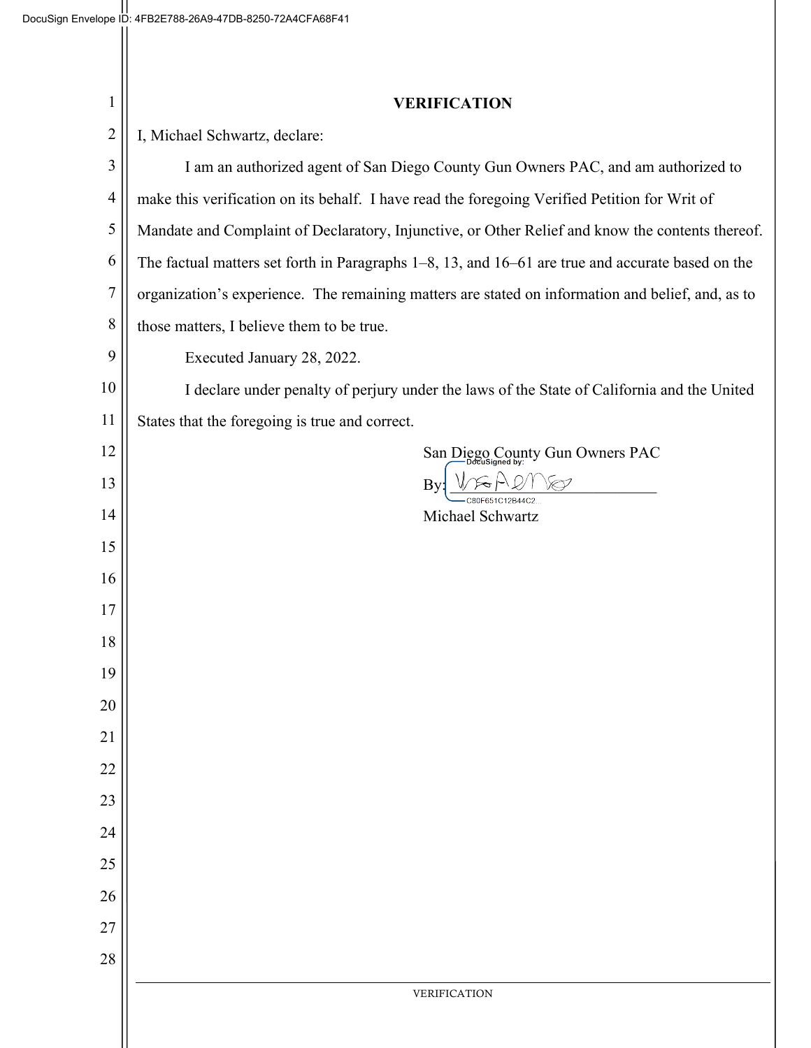# VERIFICATION

I, Michael Schwartz, declare:

I am an authorized agent of San Diego County Gun Owners PAC, and am authorized to make this verification on its behalf. I have read the foregoing Verified Petition for Writ of Mandate and Complaint of Declaratory, Injunctive, or Other Relief and know the contents thereof. The factual matters set forth in Paragraphs 1–8, 13, and 16–61 are true and accurate based on the organization's experience. The remaining matters are stated on information and belief, and, as to those matters, I believe them to be true.

Executed January 28, 2022.

I declare under penalty of perjury under the laws of the State of California and the United States that the foregoing is true and correct.

San Diego County Gun Owners PAC

By: ______________________________

DocuSigned by:
C80F651C12B44C2...

Michael Schwartz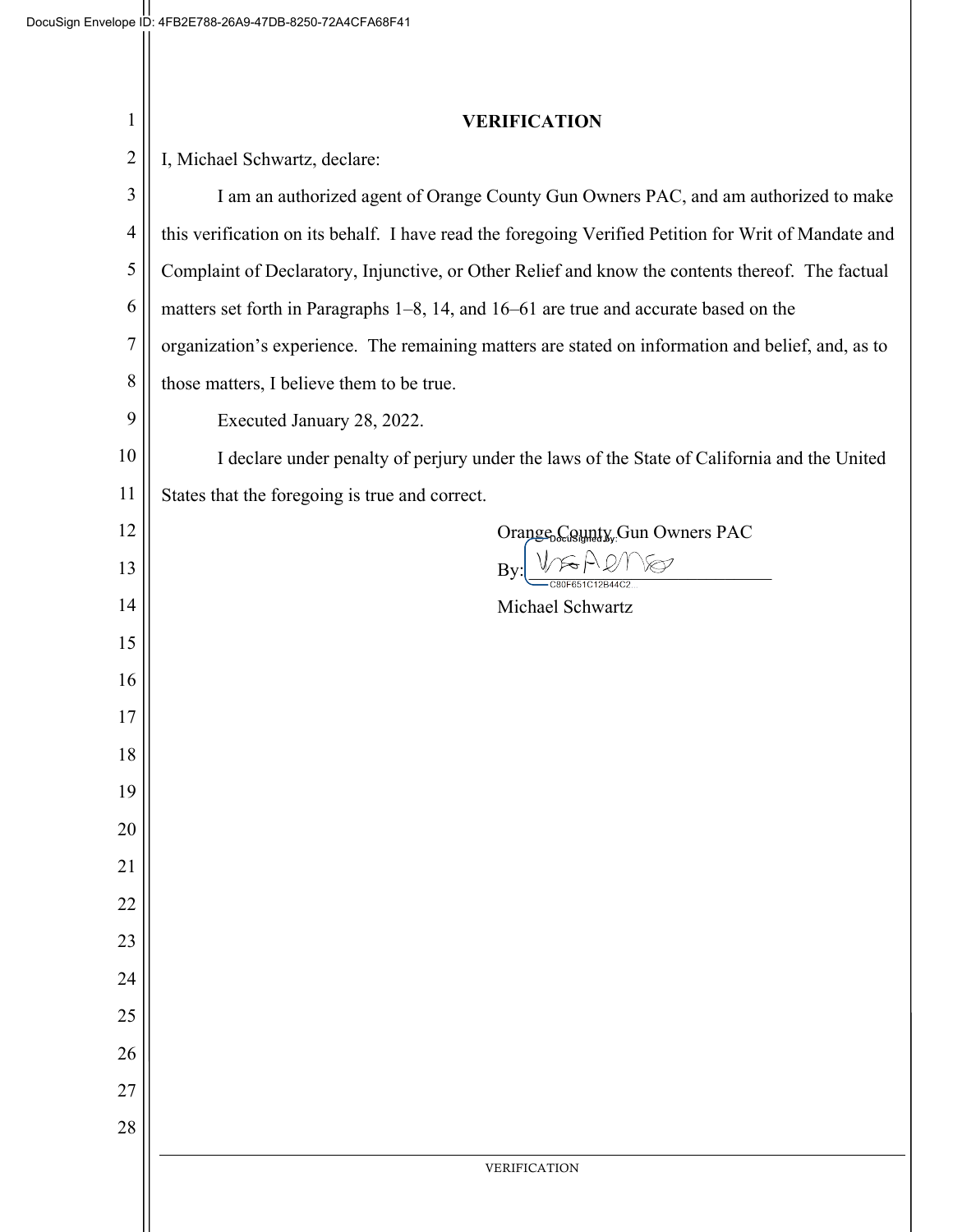# VERIFICATION

I, Michael Schwartz, declare:

I am an authorized agent of Orange County Gun Owners PAC, and am authorized to make this verification on its behalf. I have read the foregoing Verified Petition for Writ of Mandate and Complaint of Declaratory, Injunctive, or Other Relief and know the contents thereof. The factual matters set forth in Paragraphs 1–8, 14, and 16–61 are true and accurate based on the organization's experience. The remaining matters are stated on information and belief, and, as to those matters, I believe them to be true.

Executed January 28, 2022.

I declare under penalty of perjury under the laws of the State of California and the United States that the foregoing is true and correct.

Orange County Gun Owners PAC

By: ______________________

Michael Schwartz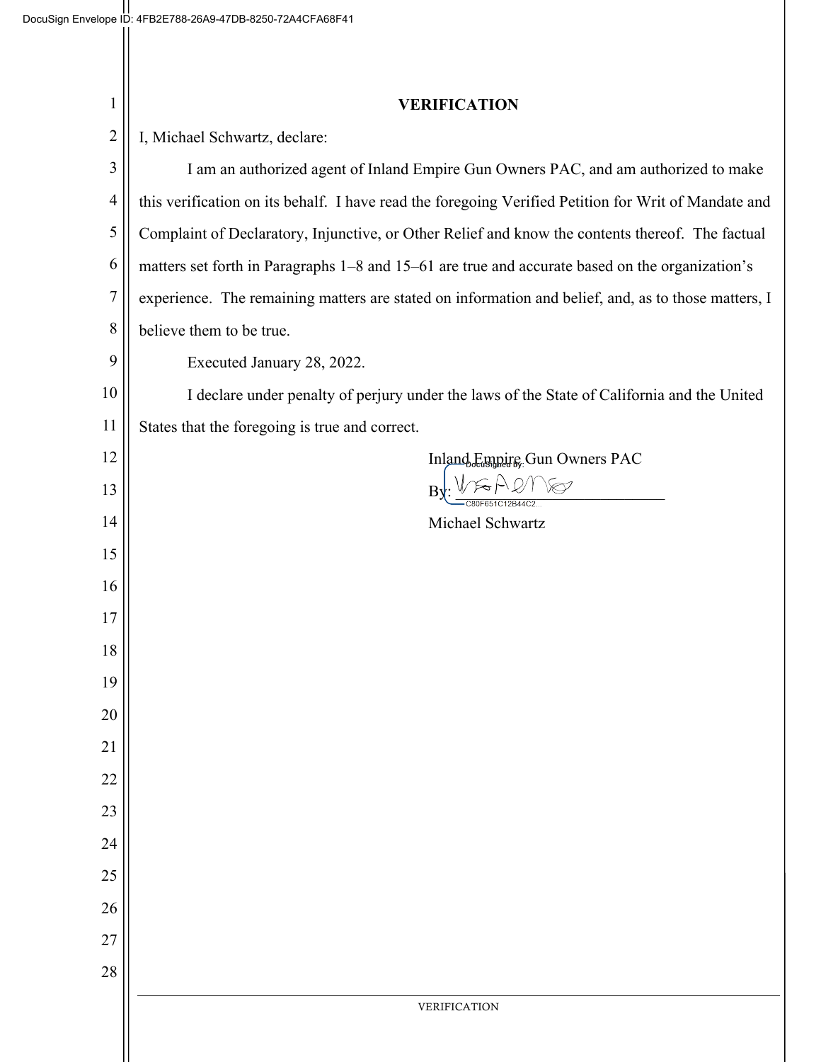# VERIFICATION

I, Michael Schwartz, declare:

I am an authorized agent of Inland Empire Gun Owners PAC, and am authorized to make this verification on its behalf. I have read the foregoing Verified Petition for Writ of Mandate and Complaint of Declaratory, Injunctive, or Other Relief and know the contents thereof. The factual matters set forth in Paragraphs 1–8 and 15–61 are true and accurate based on the organization's experience. The remaining matters are stated on information and belief, and, as to those matters, I believe them to be true.

Executed January 28, 2022.

I declare under penalty of perjury under the laws of the State of California and the United States that the foregoing is true and correct.

Inland Empire Gun Owners PAC

By: ______________________________

Michael Schwartz